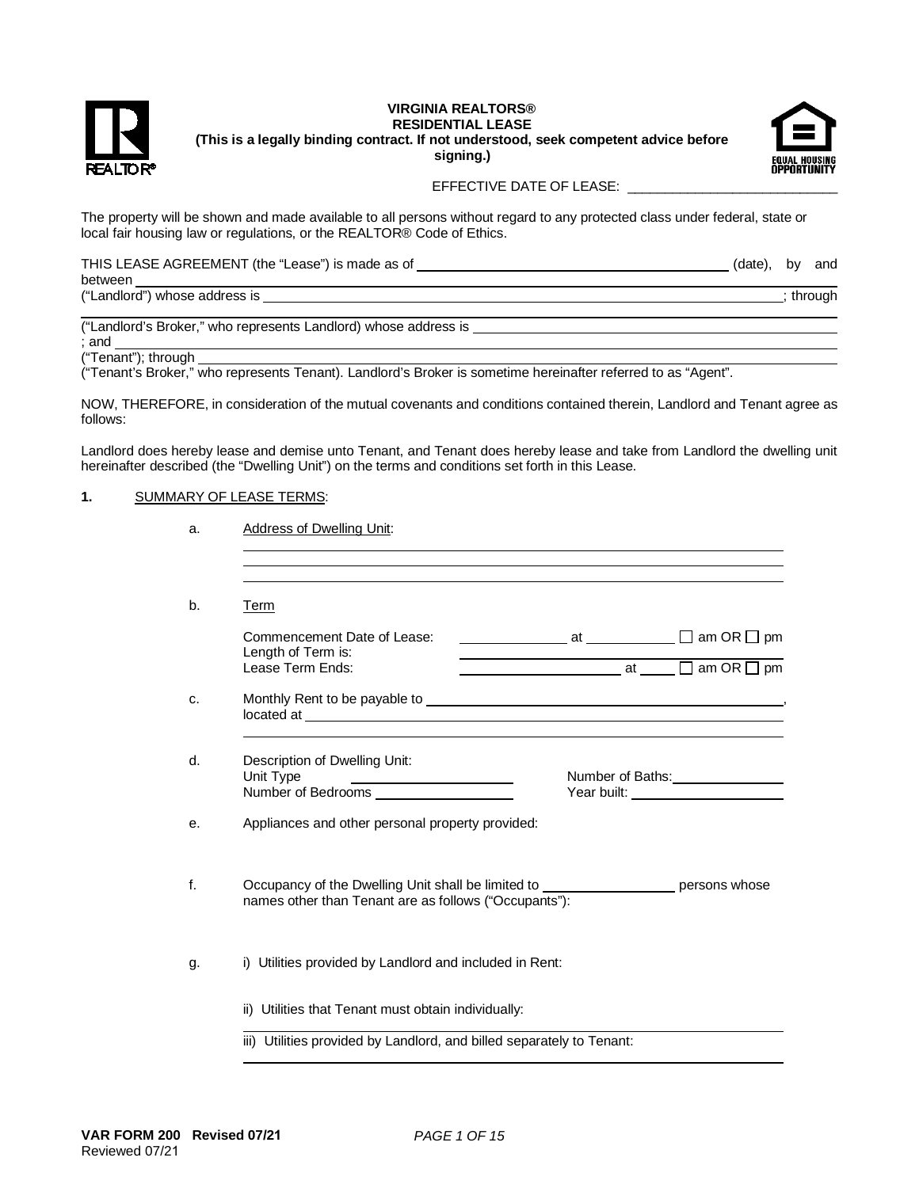**VIRGINIA REALTORS®**
**RESIDENTIAL LEASE**
**(This is a legally binding contract. If not understood, seek competent advice before signing.)**

EFFECTIVE DATE OF LEASE: ___________________________

The property will be shown and made available to all persons without regard to any protected class under federal, state or local fair housing law or regulations, or the REALTOR® Code of Ethics.

THIS LEASE AGREEMENT (the "Lease") is made as of ________________________________________ (date), by and between ________________________________________________________________________________
("Landlord") whose address is ______________________________________________________________; through
________________________________________________________________________________
("Landlord's Broker," who represents Landlord) whose address is ________________________________________
; and ________________________________________________________________________________
("Tenant"); through ________________________________________________________________________
("Tenant's Broker," who represents Tenant). Landlord's Broker is sometime hereinafter referred to as "Agent".

NOW, THEREFORE, in consideration of the mutual covenants and conditions contained therein, Landlord and Tenant agree as follows:

Landlord does hereby lease and demise unto Tenant, and Tenant does hereby lease and take from Landlord the dwelling unit hereinafter described (the "Dwelling Unit") on the terms and conditions set forth in this Lease.

**1.** SUMMARY OF LEASE TERMS:

a. Address of Dwelling Unit:
________________________________________________________________________
________________________________________________________________________
________________________________________________________________________

b. Term

Commencement Date of Lease: ______________ at ____________ ☐ am OR ☐ pm
Length of Term is: ________________________________________
Lease Term Ends: ______________________ at _____ ☐ am OR ☐ pm

c. Monthly Rent to be payable to ________________________________________________,
located at ________________________________________________________________
________________________________________________________________________

d. Description of Dwelling Unit:
Unit Type ______________________ Number of Baths: ________________
Number of Bedrooms ___________________ Year built: ______________________

e. Appliances and other personal property provided:

f. Occupancy of the Dwelling Unit shall be limited to __________________ persons whose names other than Tenant are as follows ("Occupants"):

g. i) Utilities provided by Landlord and included in Rent:

ii) Utilities that Tenant must obtain individually:
________________________________________________________________________

iii) Utilities provided by Landlord, and billed separately to Tenant:
________________________________________________________________________

VAR FORM 200 Revised 07/21
Reviewed 07/21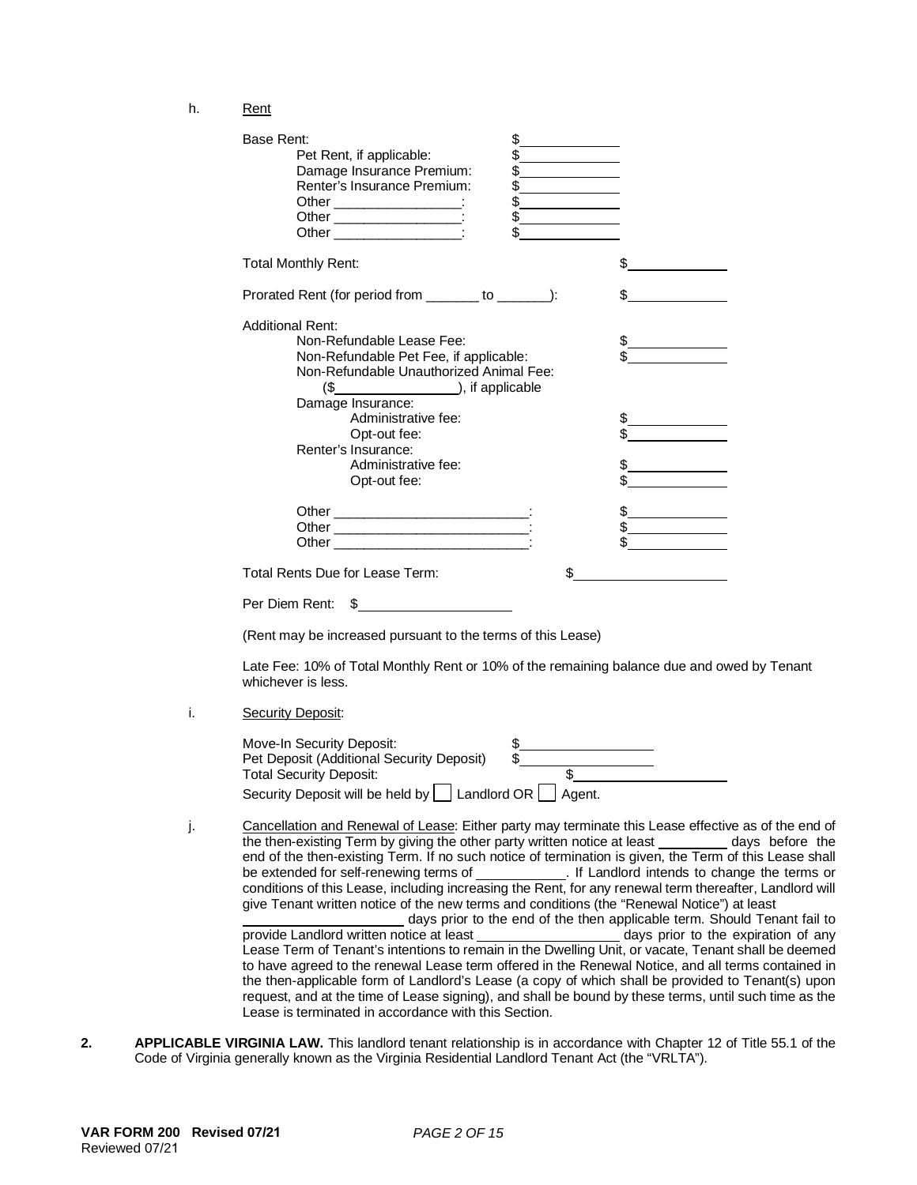h. Rent

Base Rent: $\_\_\_\_\_\_\_\_\_\_\_\_

Pet Rent, if applicable: $\_\_\_\_\_\_\_\_\_\_\_\_
Damage Insurance Premium: $\_\_\_\_\_\_\_\_\_\_\_\_
Renter's Insurance Premium: $\_\_\_\_\_\_\_\_\_\_\_\_
Other \_\_\_\_\_\_\_\_\_\_\_\_\_\_\_\_: $\_\_\_\_\_\_\_\_\_\_\_\_
Other \_\_\_\_\_\_\_\_\_\_\_\_\_\_\_\_: $\_\_\_\_\_\_\_\_\_\_\_\_
Other \_\_\_\_\_\_\_\_\_\_\_\_\_\_\_\_: $\_\_\_\_\_\_\_\_\_\_\_\_

Total Monthly Rent: $\_\_\_\_\_\_\_\_\_\_\_\_

Prorated Rent (for period from \_\_\_\_\_\_\_ to \_\_\_\_\_\_\_): $\_\_\_\_\_\_\_\_\_\_\_\_

Additional Rent:

Non-Refundable Lease Fee: $\_\_\_\_\_\_\_\_\_\_\_\_
Non-Refundable Pet Fee, if applicable: $\_\_\_\_\_\_\_\_\_\_\_\_
Non-Refundable Unauthorized Animal Fee:
($\_\_\_\_\_\_\_\_\_\_\_\_\_\_\_\_), if applicable
Damage Insurance:
Administrative fee: $\_\_\_\_\_\_\_\_\_\_\_\_
Opt-out fee: $\_\_\_\_\_\_\_\_\_\_\_\_
Renter's Insurance:
Administrative fee: $\_\_\_\_\_\_\_\_\_\_\_\_
Opt-out fee: $\_\_\_\_\_\_\_\_\_\_\_\_

Other \_\_\_\_\_\_\_\_\_\_\_\_\_\_\_\_\_\_\_\_\_\_\_\_\_\_: $\_\_\_\_\_\_\_\_\_\_\_\_
Other \_\_\_\_\_\_\_\_\_\_\_\_\_\_\_\_\_\_\_\_\_\_\_\_\_\_: $\_\_\_\_\_\_\_\_\_\_\_\_
Other \_\_\_\_\_\_\_\_\_\_\_\_\_\_\_\_\_\_\_\_\_\_\_\_\_\_: $\_\_\_\_\_\_\_\_\_\_\_\_

Total Rents Due for Lease Term: $\_\_\_\_\_\_\_\_\_\_\_\_\_\_\_\_\_\_

Per Diem Rent: $\_\_\_\_\_\_\_\_\_\_\_\_\_\_\_\_\_\_

(Rent may be increased pursuant to the terms of this Lease)

Late Fee: 10% of Total Monthly Rent or 10% of the remaining balance due and owed by Tenant whichever is less.

i. Security Deposit:

Move-In Security Deposit: $\_\_\_\_\_\_\_\_\_\_\_\_\_\_\_\_
Pet Deposit (Additional Security Deposit) $\_\_\_\_\_\_\_\_\_\_\_\_\_\_\_\_
Total Security Deposit: $\_\_\_\_\_\_\_\_\_\_\_\_\_\_\_\_\_\_
Security Deposit will be held by ☐ Landlord OR ☐ Agent.

j. Cancellation and Renewal of Lease: Either party may terminate this Lease effective as of the end of the then-existing Term by giving the other party written notice at least \_\_\_\_\_\_\_\_\_ days before the end of the then-existing Term. If no such notice of termination is given, the Term of this Lease shall be extended for self-renewing terms of \_\_\_\_\_\_\_\_\_\_\_\_. If Landlord intends to change the terms or conditions of this Lease, including increasing the Rent, for any renewal term thereafter, Landlord will give Tenant written notice of the new terms and conditions (the "Renewal Notice") at least \_\_\_\_\_\_\_\_\_\_\_\_\_\_\_\_\_\_\_\_\_\_ days prior to the end of the then applicable term. Should Tenant fail to provide Landlord written notice at least \_\_\_\_\_\_\_\_\_\_\_\_\_\_\_\_\_\_\_\_ days prior to the expiration of any Lease Term of Tenant's intentions to remain in the Dwelling Unit, or vacate, Tenant shall be deemed to have agreed to the renewal Lease term offered in the Renewal Notice, and all terms contained in the then-applicable form of Landlord's Lease (a copy of which shall be provided to Tenant(s) upon request, and at the time of Lease signing), and shall be bound by these terms, until such time as the Lease is terminated in accordance with this Section.

**2. APPLICABLE VIRGINIA LAW.** This landlord tenant relationship is in accordance with Chapter 12 of Title 55.1 of the Code of Virginia generally known as the Virginia Residential Landlord Tenant Act (the "VRLTA").

**VAR FORM 200 Revised 07/21**
Reviewed 07/21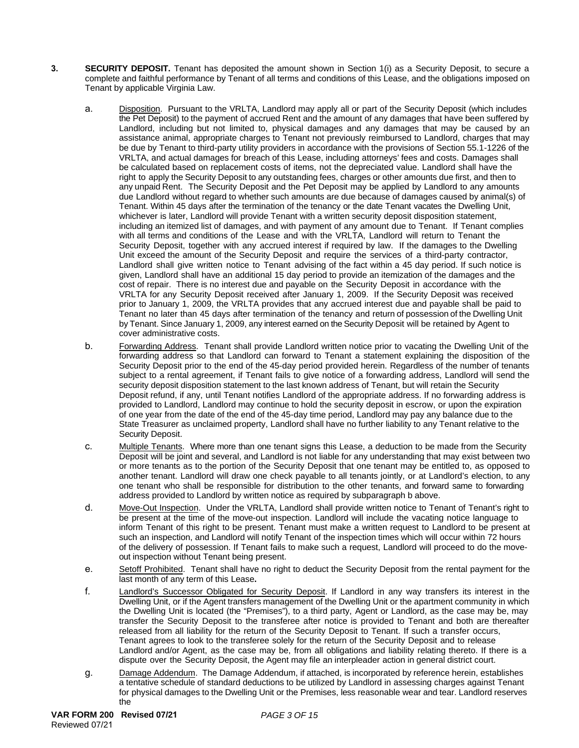**3. SECURITY DEPOSIT.** Tenant has deposited the amount shown in Section 1(i) as a Security Deposit, to secure a complete and faithful performance by Tenant of all terms and conditions of this Lease, and the obligations imposed on Tenant by applicable Virginia Law.

a. Disposition. Pursuant to the VRLTA, Landlord may apply all or part of the Security Deposit (which includes the Pet Deposit) to the payment of accrued Rent and the amount of any damages that have been suffered by Landlord, including but not limited to, physical damages and any damages that may be caused by an assistance animal, appropriate charges to Tenant not previously reimbursed to Landlord, charges that may be due by Tenant to third-party utility providers in accordance with the provisions of Section 55.1-1226 of the VRLTA, and actual damages for breach of this Lease, including attorneys' fees and costs. Damages shall be calculated based on replacement costs of items, not the depreciated value. Landlord shall have the right to apply the Security Deposit to any outstanding fees, charges or other amounts due first, and then to any unpaid Rent. The Security Deposit and the Pet Deposit may be applied by Landlord to any amounts due Landlord without regard to whether such amounts are due because of damages caused by animal(s) of Tenant. Within 45 days after the termination of the tenancy or the date Tenant vacates the Dwelling Unit, whichever is later, Landlord will provide Tenant with a written security deposit disposition statement, including an itemized list of damages, and with payment of any amount due to Tenant. If Tenant complies with all terms and conditions of the Lease and with the VRLTA, Landlord will return to Tenant the Security Deposit, together with any accrued interest if required by law. If the damages to the Dwelling Unit exceed the amount of the Security Deposit and require the services of a third-party contractor, Landlord shall give written notice to Tenant advising of the fact within a 45 day period. If such notice is given, Landlord shall have an additional 15 day period to provide an itemization of the damages and the cost of repair. There is no interest due and payable on the Security Deposit in accordance with the VRLTA for any Security Deposit received after January 1, 2009. If the Security Deposit was received prior to January 1, 2009, the VRLTA provides that any accrued interest due and payable shall be paid to Tenant no later than 45 days after termination of the tenancy and return of possession of the Dwelling Unit by Tenant. Since January 1, 2009, any interest earned on the Security Deposit will be retained by Agent to cover administrative costs.

b. Forwarding Address. Tenant shall provide Landlord written notice prior to vacating the Dwelling Unit of the forwarding address so that Landlord can forward to Tenant a statement explaining the disposition of the Security Deposit prior to the end of the 45-day period provided herein. Regardless of the number of tenants subject to a rental agreement, if Tenant fails to give notice of a forwarding address, Landlord will send the security deposit disposition statement to the last known address of Tenant, but will retain the Security Deposit refund, if any, until Tenant notifies Landlord of the appropriate address. If no forwarding address is provided to Landlord, Landlord may continue to hold the security deposit in escrow, or upon the expiration of one year from the date of the end of the 45-day time period, Landlord may pay any balance due to the State Treasurer as unclaimed property, Landlord shall have no further liability to any Tenant relative to the Security Deposit.

c. Multiple Tenants. Where more than one tenant signs this Lease, a deduction to be made from the Security Deposit will be joint and several, and Landlord is not liable for any understanding that may exist between two or more tenants as to the portion of the Security Deposit that one tenant may be entitled to, as opposed to another tenant. Landlord will draw one check payable to all tenants jointly, or at Landlord's election, to any one tenant who shall be responsible for distribution to the other tenants, and forward same to forwarding address provided to Landlord by written notice as required by subparagraph b above.

d. Move-Out Inspection. Under the VRLTA, Landlord shall provide written notice to Tenant of Tenant's right to be present at the time of the move-out inspection. Landlord will include the vacating notice language to inform Tenant of this right to be present. Tenant must make a written request to Landlord to be present at such an inspection, and Landlord will notify Tenant of the inspection times which will occur within 72 hours of the delivery of possession. If Tenant fails to make such a request, Landlord will proceed to do the move-out inspection without Tenant being present.

e. Setoff Prohibited. Tenant shall have no right to deduct the Security Deposit from the rental payment for the last month of any term of this Lease**.**

f. Landlord's Successor Obligated for Security Deposit. If Landlord in any way transfers its interest in the Dwelling Unit, or if the Agent transfers management of the Dwelling Unit or the apartment community in which the Dwelling Unit is located (the "Premises"), to a third party, Agent or Landlord, as the case may be, may transfer the Security Deposit to the transferee after notice is provided to Tenant and both are thereafter released from all liability for the return of the Security Deposit to Tenant. If such a transfer occurs, Tenant agrees to look to the transferee solely for the return of the Security Deposit and to release Landlord and/or Agent, as the case may be, from all obligations and liability relating thereto. If there is a dispute over the Security Deposit, the Agent may file an interpleader action in general district court.

g. Damage Addendum. The Damage Addendum, if attached, is incorporated by reference herein, establishes a tentative schedule of standard deductions to be utilized by Landlord in assessing charges against Tenant for physical damages to the Dwelling Unit or the Premises, less reasonable wear and tear. Landlord reserves the

**VAR FORM 200 Revised 07/21**
Reviewed 07/21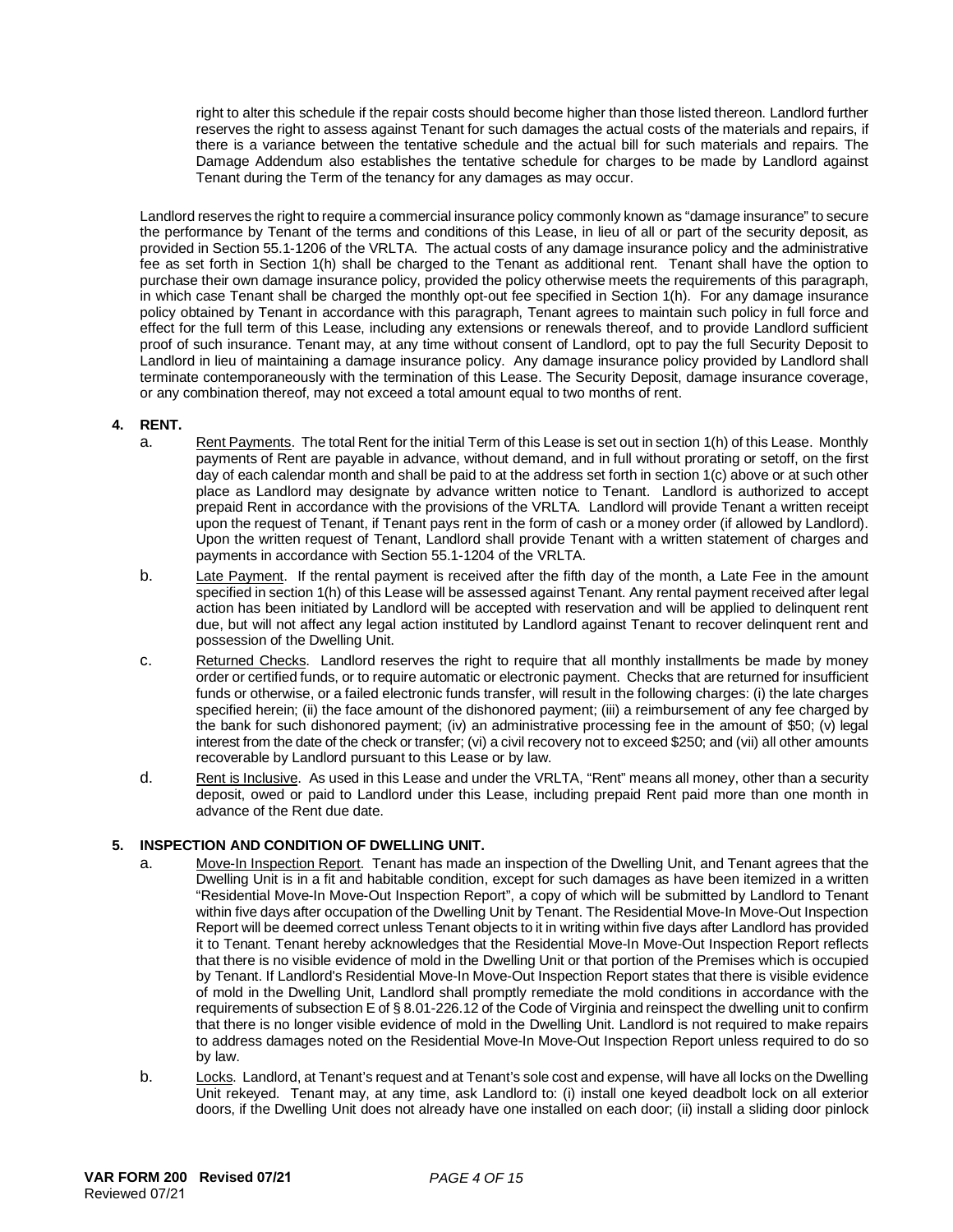right to alter this schedule if the repair costs should become higher than those listed thereon. Landlord further reserves the right to assess against Tenant for such damages the actual costs of the materials and repairs, if there is a variance between the tentative schedule and the actual bill for such materials and repairs. The Damage Addendum also establishes the tentative schedule for charges to be made by Landlord against Tenant during the Term of the tenancy for any damages as may occur.

Landlord reserves the right to require a commercial insurance policy commonly known as "damage insurance" to secure the performance by Tenant of the terms and conditions of this Lease, in lieu of all or part of the security deposit, as provided in Section 55.1-1206 of the VRLTA. The actual costs of any damage insurance policy and the administrative fee as set forth in Section 1(h) shall be charged to the Tenant as additional rent. Tenant shall have the option to purchase their own damage insurance policy, provided the policy otherwise meets the requirements of this paragraph, in which case Tenant shall be charged the monthly opt-out fee specified in Section 1(h). For any damage insurance policy obtained by Tenant in accordance with this paragraph, Tenant agrees to maintain such policy in full force and effect for the full term of this Lease, including any extensions or renewals thereof, and to provide Landlord sufficient proof of such insurance. Tenant may, at any time without consent of Landlord, opt to pay the full Security Deposit to Landlord in lieu of maintaining a damage insurance policy. Any damage insurance policy provided by Landlord shall terminate contemporaneously with the termination of this Lease. The Security Deposit, damage insurance coverage, or any combination thereof, may not exceed a total amount equal to two months of rent.

**4. RENT.**

a. Rent Payments. The total Rent for the initial Term of this Lease is set out in section 1(h) of this Lease. Monthly payments of Rent are payable in advance, without demand, and in full without prorating or setoff, on the first day of each calendar month and shall be paid to at the address set forth in section 1(c) above or at such other place as Landlord may designate by advance written notice to Tenant. Landlord is authorized to accept prepaid Rent in accordance with the provisions of the VRLTA. Landlord will provide Tenant a written receipt upon the request of Tenant, if Tenant pays rent in the form of cash or a money order (if allowed by Landlord). Upon the written request of Tenant, Landlord shall provide Tenant with a written statement of charges and payments in accordance with Section 55.1-1204 of the VRLTA.

b. Late Payment. If the rental payment is received after the fifth day of the month, a Late Fee in the amount specified in section 1(h) of this Lease will be assessed against Tenant. Any rental payment received after legal action has been initiated by Landlord will be accepted with reservation and will be applied to delinquent rent due, but will not affect any legal action instituted by Landlord against Tenant to recover delinquent rent and possession of the Dwelling Unit.

c. Returned Checks. Landlord reserves the right to require that all monthly installments be made by money order or certified funds, or to require automatic or electronic payment. Checks that are returned for insufficient funds or otherwise, or a failed electronic funds transfer, will result in the following charges: (i) the late charges specified herein; (ii) the face amount of the dishonored payment; (iii) a reimbursement of any fee charged by the bank for such dishonored payment; (iv) an administrative processing fee in the amount of $50; (v) legal interest from the date of the check or transfer; (vi) a civil recovery not to exceed $250; and (vii) all other amounts recoverable by Landlord pursuant to this Lease or by law.

d. Rent is Inclusive. As used in this Lease and under the VRLTA, "Rent" means all money, other than a security deposit, owed or paid to Landlord under this Lease, including prepaid Rent paid more than one month in advance of the Rent due date.

**5. INSPECTION AND CONDITION OF DWELLING UNIT.**

a. Move-In Inspection Report. Tenant has made an inspection of the Dwelling Unit, and Tenant agrees that the Dwelling Unit is in a fit and habitable condition, except for such damages as have been itemized in a written "Residential Move-In Move-Out Inspection Report", a copy of which will be submitted by Landlord to Tenant within five days after occupation of the Dwelling Unit by Tenant. The Residential Move-In Move-Out Inspection Report will be deemed correct unless Tenant objects to it in writing within five days after Landlord has provided it to Tenant. Tenant hereby acknowledges that the Residential Move-In Move-Out Inspection Report reflects that there is no visible evidence of mold in the Dwelling Unit or that portion of the Premises which is occupied by Tenant. If Landlord's Residential Move-In Move-Out Inspection Report states that there is visible evidence of mold in the Dwelling Unit, Landlord shall promptly remediate the mold conditions in accordance with the requirements of subsection E of § 8.01-226.12 of the Code of Virginia and reinspect the dwelling unit to confirm that there is no longer visible evidence of mold in the Dwelling Unit. Landlord is not required to make repairs to address damages noted on the Residential Move-In Move-Out Inspection Report unless required to do so by law.

b. Locks. Landlord, at Tenant's request and at Tenant's sole cost and expense, will have all locks on the Dwelling Unit rekeyed. Tenant may, at any time, ask Landlord to: (i) install one keyed deadbolt lock on all exterior doors, if the Dwelling Unit does not already have one installed on each door; (ii) install a sliding door pinlock

VAR FORM 200 Revised 07/21
Reviewed 07/21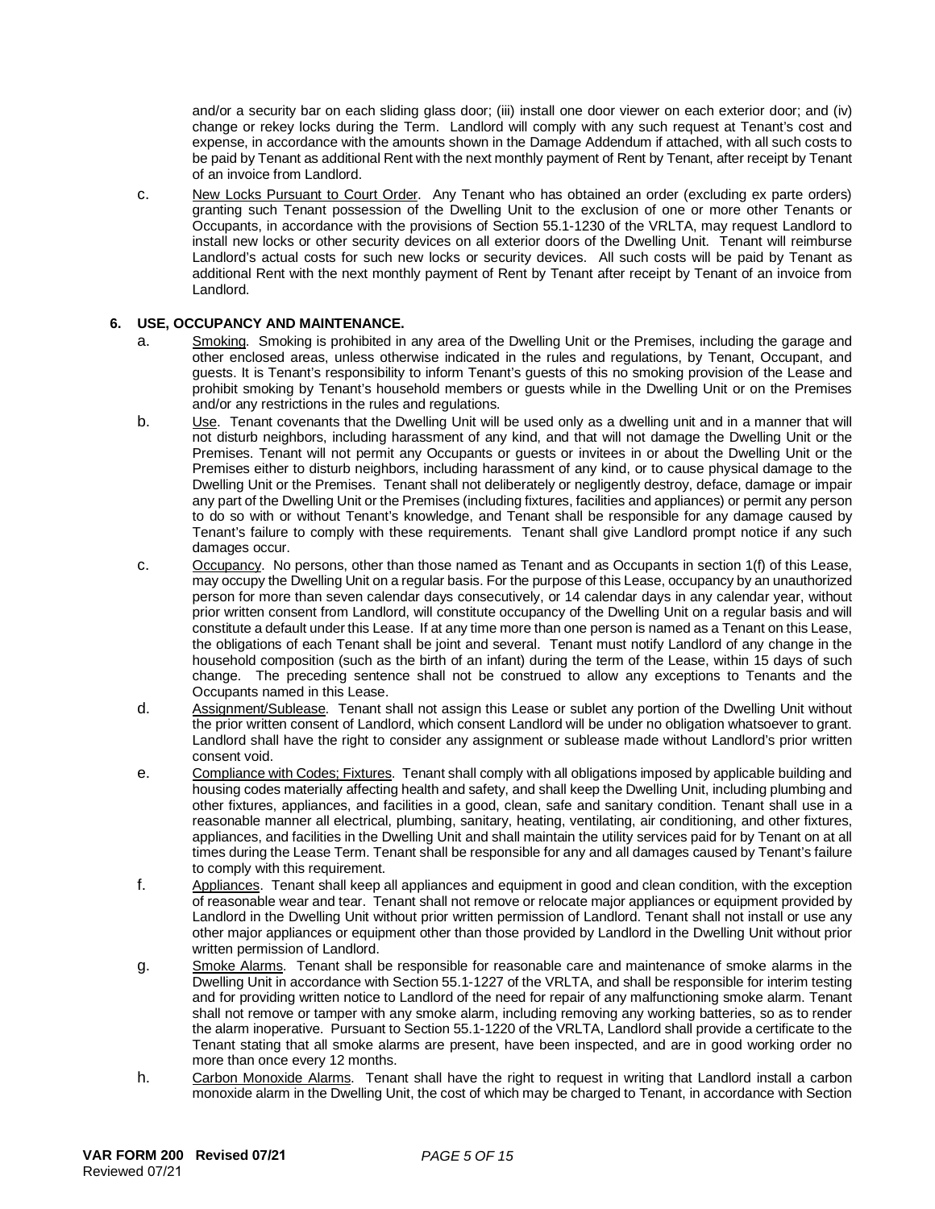and/or a security bar on each sliding glass door; (iii) install one door viewer on each exterior door; and (iv) change or rekey locks during the Term. Landlord will comply with any such request at Tenant's cost and expense, in accordance with the amounts shown in the Damage Addendum if attached, with all such costs to be paid by Tenant as additional Rent with the next monthly payment of Rent by Tenant, after receipt by Tenant of an invoice from Landlord.

c. New Locks Pursuant to Court Order. Any Tenant who has obtained an order (excluding ex parte orders) granting such Tenant possession of the Dwelling Unit to the exclusion of one or more other Tenants or Occupants, in accordance with the provisions of Section 55.1-1230 of the VRLTA, may request Landlord to install new locks or other security devices on all exterior doors of the Dwelling Unit. Tenant will reimburse Landlord's actual costs for such new locks or security devices. All such costs will be paid by Tenant as additional Rent with the next monthly payment of Rent by Tenant after receipt by Tenant of an invoice from Landlord.

**6. USE, OCCUPANCY AND MAINTENANCE.**

a. Smoking. Smoking is prohibited in any area of the Dwelling Unit or the Premises, including the garage and other enclosed areas, unless otherwise indicated in the rules and regulations, by Tenant, Occupant, and guests. It is Tenant's responsibility to inform Tenant's guests of this no smoking provision of the Lease and prohibit smoking by Tenant's household members or guests while in the Dwelling Unit or on the Premises and/or any restrictions in the rules and regulations.

b. Use. Tenant covenants that the Dwelling Unit will be used only as a dwelling unit and in a manner that will not disturb neighbors, including harassment of any kind, and that will not damage the Dwelling Unit or the Premises. Tenant will not permit any Occupants or guests or invitees in or about the Dwelling Unit or the Premises either to disturb neighbors, including harassment of any kind, or to cause physical damage to the Dwelling Unit or the Premises. Tenant shall not deliberately or negligently destroy, deface, damage or impair any part of the Dwelling Unit or the Premises (including fixtures, facilities and appliances) or permit any person to do so with or without Tenant's knowledge, and Tenant shall be responsible for any damage caused by Tenant's failure to comply with these requirements. Tenant shall give Landlord prompt notice if any such damages occur.

c. Occupancy. No persons, other than those named as Tenant and as Occupants in section 1(f) of this Lease, may occupy the Dwelling Unit on a regular basis. For the purpose of this Lease, occupancy by an unauthorized person for more than seven calendar days consecutively, or 14 calendar days in any calendar year, without prior written consent from Landlord, will constitute occupancy of the Dwelling Unit on a regular basis and will constitute a default under this Lease. If at any time more than one person is named as a Tenant on this Lease, the obligations of each Tenant shall be joint and several. Tenant must notify Landlord of any change in the household composition (such as the birth of an infant) during the term of the Lease, within 15 days of such change. The preceding sentence shall not be construed to allow any exceptions to Tenants and the Occupants named in this Lease.

d. Assignment/Sublease. Tenant shall not assign this Lease or sublet any portion of the Dwelling Unit without the prior written consent of Landlord, which consent Landlord will be under no obligation whatsoever to grant. Landlord shall have the right to consider any assignment or sublease made without Landlord's prior written consent void.

e. Compliance with Codes; Fixtures. Tenant shall comply with all obligations imposed by applicable building and housing codes materially affecting health and safety, and shall keep the Dwelling Unit, including plumbing and other fixtures, appliances, and facilities in a good, clean, safe and sanitary condition. Tenant shall use in a reasonable manner all electrical, plumbing, sanitary, heating, ventilating, air conditioning, and other fixtures, appliances, and facilities in the Dwelling Unit and shall maintain the utility services paid for by Tenant on at all times during the Lease Term. Tenant shall be responsible for any and all damages caused by Tenant's failure to comply with this requirement.

f. Appliances. Tenant shall keep all appliances and equipment in good and clean condition, with the exception of reasonable wear and tear. Tenant shall not remove or relocate major appliances or equipment provided by Landlord in the Dwelling Unit without prior written permission of Landlord. Tenant shall not install or use any other major appliances or equipment other than those provided by Landlord in the Dwelling Unit without prior written permission of Landlord.

g. Smoke Alarms. Tenant shall be responsible for reasonable care and maintenance of smoke alarms in the Dwelling Unit in accordance with Section 55.1-1227 of the VRLTA, and shall be responsible for interim testing and for providing written notice to Landlord of the need for repair of any malfunctioning smoke alarm. Tenant shall not remove or tamper with any smoke alarm, including removing any working batteries, so as to render the alarm inoperative. Pursuant to Section 55.1-1220 of the VRLTA, Landlord shall provide a certificate to the Tenant stating that all smoke alarms are present, have been inspected, and are in good working order no more than once every 12 months.

h. Carbon Monoxide Alarms. Tenant shall have the right to request in writing that Landlord install a carbon monoxide alarm in the Dwelling Unit, the cost of which may be charged to Tenant, in accordance with Section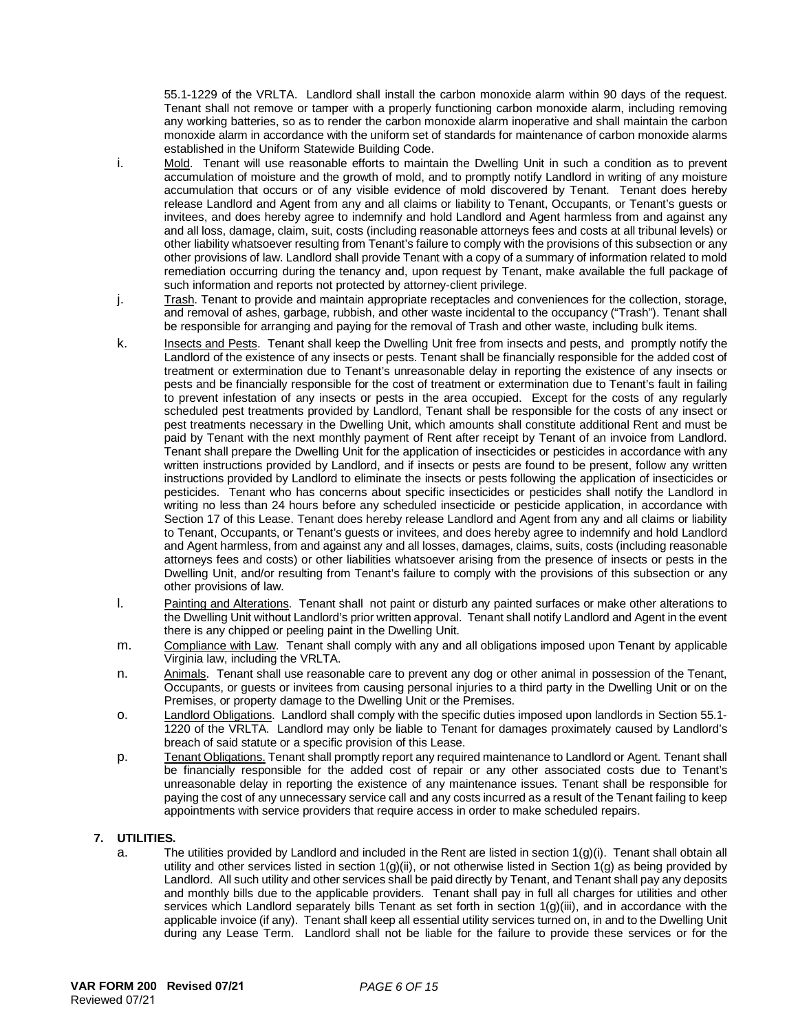55.1-1229 of the VRLTA. Landlord shall install the carbon monoxide alarm within 90 days of the request. Tenant shall not remove or tamper with a properly functioning carbon monoxide alarm, including removing any working batteries, so as to render the carbon monoxide alarm inoperative and shall maintain the carbon monoxide alarm in accordance with the uniform set of standards for maintenance of carbon monoxide alarms established in the Uniform Statewide Building Code.

i. Mold. Tenant will use reasonable efforts to maintain the Dwelling Unit in such a condition as to prevent accumulation of moisture and the growth of mold, and to promptly notify Landlord in writing of any moisture accumulation that occurs or of any visible evidence of mold discovered by Tenant. Tenant does hereby release Landlord and Agent from any and all claims or liability to Tenant, Occupants, or Tenant's guests or invitees, and does hereby agree to indemnify and hold Landlord and Agent harmless from and against any and all loss, damage, claim, suit, costs (including reasonable attorneys fees and costs at all tribunal levels) or other liability whatsoever resulting from Tenant's failure to comply with the provisions of this subsection or any other provisions of law. Landlord shall provide Tenant with a copy of a summary of information related to mold remediation occurring during the tenancy and, upon request by Tenant, make available the full package of such information and reports not protected by attorney-client privilege.

j. Trash. Tenant to provide and maintain appropriate receptacles and conveniences for the collection, storage, and removal of ashes, garbage, rubbish, and other waste incidental to the occupancy ("Trash"). Tenant shall be responsible for arranging and paying for the removal of Trash and other waste, including bulk items.

k. Insects and Pests. Tenant shall keep the Dwelling Unit free from insects and pests, and promptly notify the Landlord of the existence of any insects or pests. Tenant shall be financially responsible for the added cost of treatment or extermination due to Tenant's unreasonable delay in reporting the existence of any insects or pests and be financially responsible for the cost of treatment or extermination due to Tenant's fault in failing to prevent infestation of any insects or pests in the area occupied. Except for the costs of any regularly scheduled pest treatments provided by Landlord, Tenant shall be responsible for the costs of any insect or pest treatments necessary in the Dwelling Unit, which amounts shall constitute additional Rent and must be paid by Tenant with the next monthly payment of Rent after receipt by Tenant of an invoice from Landlord. Tenant shall prepare the Dwelling Unit for the application of insecticides or pesticides in accordance with any written instructions provided by Landlord, and if insects or pests are found to be present, follow any written instructions provided by Landlord to eliminate the insects or pests following the application of insecticides or pesticides. Tenant who has concerns about specific insecticides or pesticides shall notify the Landlord in writing no less than 24 hours before any scheduled insecticide or pesticide application, in accordance with Section 17 of this Lease. Tenant does hereby release Landlord and Agent from any and all claims or liability to Tenant, Occupants, or Tenant's guests or invitees, and does hereby agree to indemnify and hold Landlord and Agent harmless, from and against any and all losses, damages, claims, suits, costs (including reasonable attorneys fees and costs) or other liabilities whatsoever arising from the presence of insects or pests in the Dwelling Unit, and/or resulting from Tenant's failure to comply with the provisions of this subsection or any other provisions of law.

l. Painting and Alterations. Tenant shall not paint or disturb any painted surfaces or make other alterations to the Dwelling Unit without Landlord's prior written approval. Tenant shall notify Landlord and Agent in the event there is any chipped or peeling paint in the Dwelling Unit.

m. Compliance with Law. Tenant shall comply with any and all obligations imposed upon Tenant by applicable Virginia law, including the VRLTA.

n. Animals. Tenant shall use reasonable care to prevent any dog or other animal in possession of the Tenant, Occupants, or guests or invitees from causing personal injuries to a third party in the Dwelling Unit or on the Premises, or property damage to the Dwelling Unit or the Premises.

o. Landlord Obligations. Landlord shall comply with the specific duties imposed upon landlords in Section 55.1-1220 of the VRLTA. Landlord may only be liable to Tenant for damages proximately caused by Landlord's breach of said statute or a specific provision of this Lease.

p. Tenant Obligations. Tenant shall promptly report any required maintenance to Landlord or Agent. Tenant shall be financially responsible for the added cost of repair or any other associated costs due to Tenant's unreasonable delay in reporting the existence of any maintenance issues. Tenant shall be responsible for paying the cost of any unnecessary service call and any costs incurred as a result of the Tenant failing to keep appointments with service providers that require access in order to make scheduled repairs.

**7. UTILITIES.**

a. The utilities provided by Landlord and included in the Rent are listed in section 1(g)(i). Tenant shall obtain all utility and other services listed in section 1(g)(ii), or not otherwise listed in Section 1(g) as being provided by Landlord. All such utility and other services shall be paid directly by Tenant, and Tenant shall pay any deposits and monthly bills due to the applicable providers. Tenant shall pay in full all charges for utilities and other services which Landlord separately bills Tenant as set forth in section 1(g)(iii), and in accordance with the applicable invoice (if any). Tenant shall keep all essential utility services turned on, in and to the Dwelling Unit during any Lease Term. Landlord shall not be liable for the failure to provide these services or for the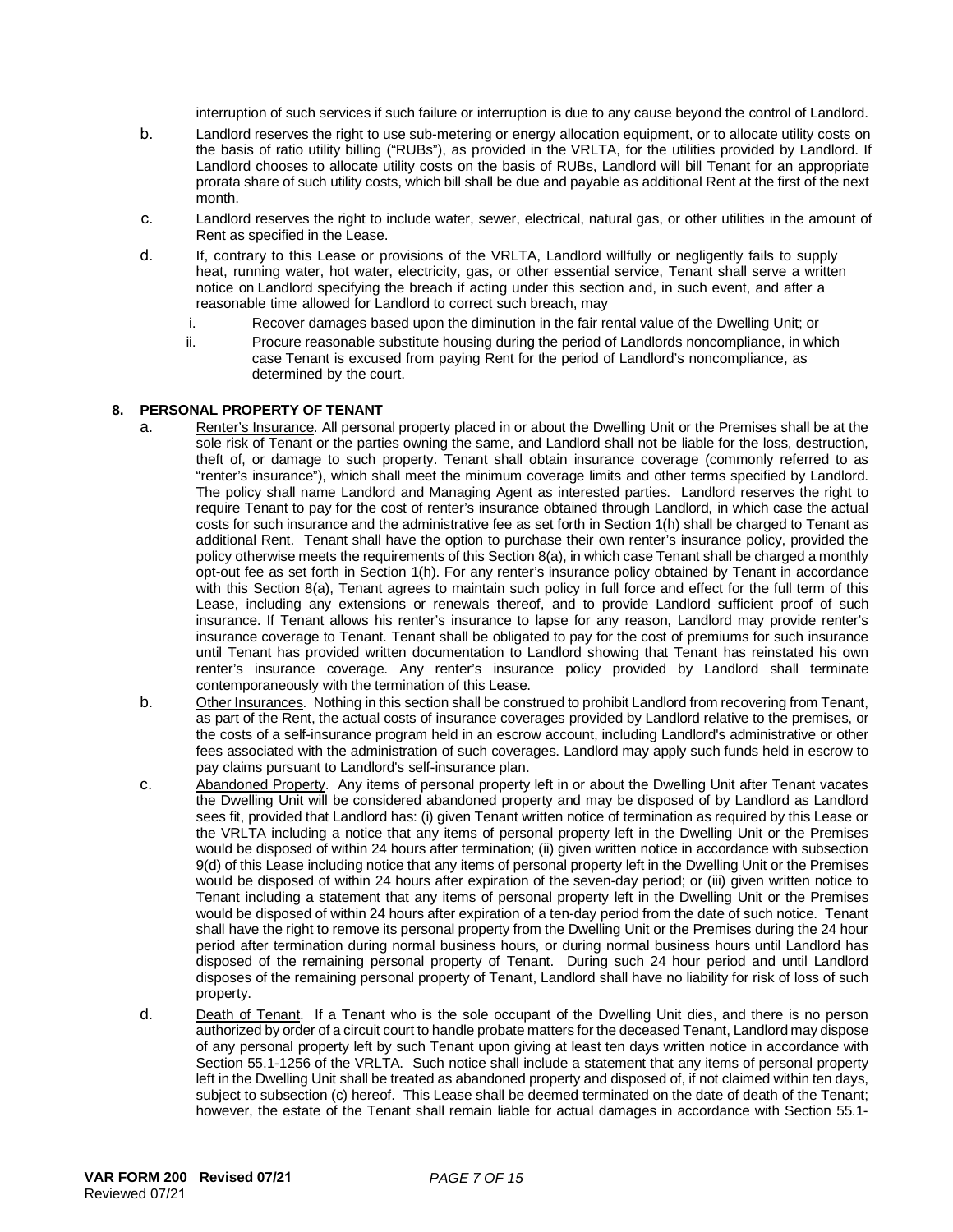interruption of such services if such failure or interruption is due to any cause beyond the control of Landlord.

b. Landlord reserves the right to use sub-metering or energy allocation equipment, or to allocate utility costs on the basis of ratio utility billing ("RUBs"), as provided in the VRLTA, for the utilities provided by Landlord. If Landlord chooses to allocate utility costs on the basis of RUBs, Landlord will bill Tenant for an appropriate prorata share of such utility costs, which bill shall be due and payable as additional Rent at the first of the next month.

c. Landlord reserves the right to include water, sewer, electrical, natural gas, or other utilities in the amount of Rent as specified in the Lease.

d. If, contrary to this Lease or provisions of the VRLTA, Landlord willfully or negligently fails to supply heat, running water, hot water, electricity, gas, or other essential service, Tenant shall serve a written notice on Landlord specifying the breach if acting under this section and, in such event, and after a reasonable time allowed for Landlord to correct such breach, may

i. Recover damages based upon the diminution in the fair rental value of the Dwelling Unit; or

ii. Procure reasonable substitute housing during the period of Landlords noncompliance, in which case Tenant is excused from paying Rent for the period of Landlord's noncompliance, as determined by the court.

**8. PERSONAL PROPERTY OF TENANT**

a. Renter's Insurance. All personal property placed in or about the Dwelling Unit or the Premises shall be at the sole risk of Tenant or the parties owning the same, and Landlord shall not be liable for the loss, destruction, theft of, or damage to such property. Tenant shall obtain insurance coverage (commonly referred to as "renter's insurance"), which shall meet the minimum coverage limits and other terms specified by Landlord. The policy shall name Landlord and Managing Agent as interested parties. Landlord reserves the right to require Tenant to pay for the cost of renter's insurance obtained through Landlord, in which case the actual costs for such insurance and the administrative fee as set forth in Section 1(h) shall be charged to Tenant as additional Rent. Tenant shall have the option to purchase their own renter's insurance policy, provided the policy otherwise meets the requirements of this Section 8(a), in which case Tenant shall be charged a monthly opt-out fee as set forth in Section 1(h). For any renter's insurance policy obtained by Tenant in accordance with this Section 8(a), Tenant agrees to maintain such policy in full force and effect for the full term of this Lease, including any extensions or renewals thereof, and to provide Landlord sufficient proof of such insurance. If Tenant allows his renter's insurance to lapse for any reason, Landlord may provide renter's insurance coverage to Tenant. Tenant shall be obligated to pay for the cost of premiums for such insurance until Tenant has provided written documentation to Landlord showing that Tenant has reinstated his own renter's insurance coverage. Any renter's insurance policy provided by Landlord shall terminate contemporaneously with the termination of this Lease.

b. Other Insurances. Nothing in this section shall be construed to prohibit Landlord from recovering from Tenant, as part of the Rent, the actual costs of insurance coverages provided by Landlord relative to the premises, or the costs of a self-insurance program held in an escrow account, including Landlord's administrative or other fees associated with the administration of such coverages. Landlord may apply such funds held in escrow to pay claims pursuant to Landlord's self-insurance plan.

c. Abandoned Property. Any items of personal property left in or about the Dwelling Unit after Tenant vacates the Dwelling Unit will be considered abandoned property and may be disposed of by Landlord as Landlord sees fit, provided that Landlord has: (i) given Tenant written notice of termination as required by this Lease or the VRLTA including a notice that any items of personal property left in the Dwelling Unit or the Premises would be disposed of within 24 hours after termination; (ii) given written notice in accordance with subsection 9(d) of this Lease including notice that any items of personal property left in the Dwelling Unit or the Premises would be disposed of within 24 hours after expiration of the seven-day period; or (iii) given written notice to Tenant including a statement that any items of personal property left in the Dwelling Unit or the Premises would be disposed of within 24 hours after expiration of a ten-day period from the date of such notice. Tenant shall have the right to remove its personal property from the Dwelling Unit or the Premises during the 24 hour period after termination during normal business hours, or during normal business hours until Landlord has disposed of the remaining personal property of Tenant. During such 24 hour period and until Landlord disposes of the remaining personal property of Tenant, Landlord shall have no liability for risk of loss of such property.

d. Death of Tenant. If a Tenant who is the sole occupant of the Dwelling Unit dies, and there is no person authorized by order of a circuit court to handle probate matters for the deceased Tenant, Landlord may dispose of any personal property left by such Tenant upon giving at least ten days written notice in accordance with Section 55.1-1256 of the VRLTA. Such notice shall include a statement that any items of personal property left in the Dwelling Unit shall be treated as abandoned property and disposed of, if not claimed within ten days, subject to subsection (c) hereof. This Lease shall be deemed terminated on the date of death of the Tenant; however, the estate of the Tenant shall remain liable for actual damages in accordance with Section 55.1-

VAR FORM 200 Revised 07/21
Reviewed 07/21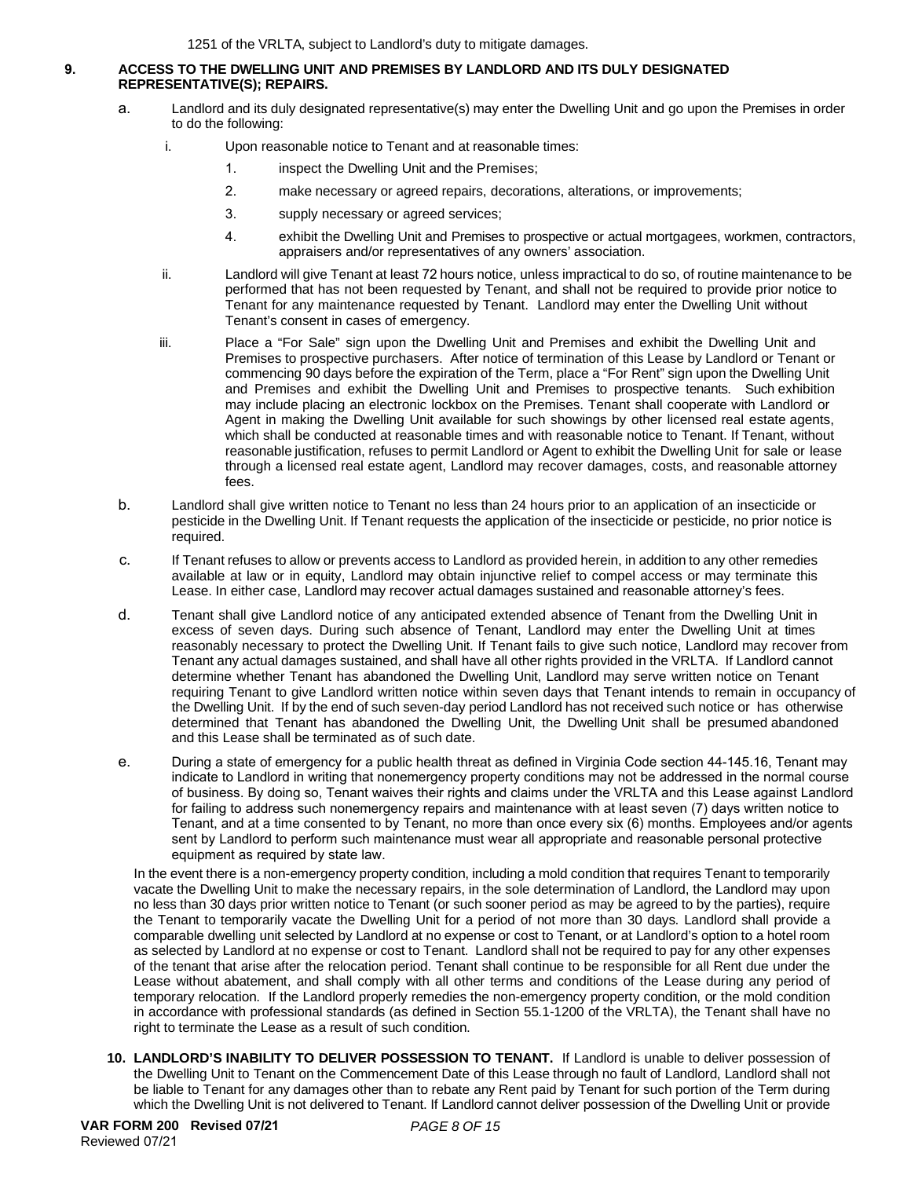1251 of the VRLTA, subject to Landlord's duty to mitigate damages.

**9. ACCESS TO THE DWELLING UNIT AND PREMISES BY LANDLORD AND ITS DULY DESIGNATED REPRESENTATIVE(S); REPAIRS.**

a. Landlord and its duly designated representative(s) may enter the Dwelling Unit and go upon the Premises in order to do the following:

i. Upon reasonable notice to Tenant and at reasonable times:

1. inspect the Dwelling Unit and the Premises;
2. make necessary or agreed repairs, decorations, alterations, or improvements;
3. supply necessary or agreed services;
4. exhibit the Dwelling Unit and Premises to prospective or actual mortgagees, workmen, contractors, appraisers and/or representatives of any owners' association.

ii. Landlord will give Tenant at least 72 hours notice, unless impractical to do so, of routine maintenance to be performed that has not been requested by Tenant, and shall not be required to provide prior notice to Tenant for any maintenance requested by Tenant. Landlord may enter the Dwelling Unit without Tenant's consent in cases of emergency.

iii. Place a "For Sale" sign upon the Dwelling Unit and Premises and exhibit the Dwelling Unit and Premises to prospective purchasers. After notice of termination of this Lease by Landlord or Tenant or commencing 90 days before the expiration of the Term, place a "For Rent" sign upon the Dwelling Unit and Premises and exhibit the Dwelling Unit and Premises to prospective tenants. Such exhibition may include placing an electronic lockbox on the Premises. Tenant shall cooperate with Landlord or Agent in making the Dwelling Unit available for such showings by other licensed real estate agents, which shall be conducted at reasonable times and with reasonable notice to Tenant. If Tenant, without reasonable justification, refuses to permit Landlord or Agent to exhibit the Dwelling Unit for sale or lease through a licensed real estate agent, Landlord may recover damages, costs, and reasonable attorney fees.

b. Landlord shall give written notice to Tenant no less than 24 hours prior to an application of an insecticide or pesticide in the Dwelling Unit. If Tenant requests the application of the insecticide or pesticide, no prior notice is required.

c. If Tenant refuses to allow or prevents access to Landlord as provided herein, in addition to any other remedies available at law or in equity, Landlord may obtain injunctive relief to compel access or may terminate this Lease. In either case, Landlord may recover actual damages sustained and reasonable attorney's fees.

d. Tenant shall give Landlord notice of any anticipated extended absence of Tenant from the Dwelling Unit in excess of seven days. During such absence of Tenant, Landlord may enter the Dwelling Unit at times reasonably necessary to protect the Dwelling Unit. If Tenant fails to give such notice, Landlord may recover from Tenant any actual damages sustained, and shall have all other rights provided in the VRLTA. If Landlord cannot determine whether Tenant has abandoned the Dwelling Unit, Landlord may serve written notice on Tenant requiring Tenant to give Landlord written notice within seven days that Tenant intends to remain in occupancy of the Dwelling Unit. If by the end of such seven-day period Landlord has not received such notice or has otherwise determined that Tenant has abandoned the Dwelling Unit, the Dwelling Unit shall be presumed abandoned and this Lease shall be terminated as of such date.

e. During a state of emergency for a public health threat as defined in Virginia Code section 44-145.16, Tenant may indicate to Landlord in writing that nonemergency property conditions may not be addressed in the normal course of business. By doing so, Tenant waives their rights and claims under the VRLTA and this Lease against Landlord for failing to address such nonemergency repairs and maintenance with at least seven (7) days written notice to Tenant, and at a time consented to by Tenant, no more than once every six (6) months. Employees and/or agents sent by Landlord to perform such maintenance must wear all appropriate and reasonable personal protective equipment as required by state law.

In the event there is a non-emergency property condition, including a mold condition that requires Tenant to temporarily vacate the Dwelling Unit to make the necessary repairs, in the sole determination of Landlord, the Landlord may upon no less than 30 days prior written notice to Tenant (or for such sooner period as may be agreed to by the parties), require the Tenant to temporarily vacate the Dwelling Unit for a period of not more than 30 days. Landlord shall provide a comparable dwelling unit selected by Landlord at no expense or cost to Tenant, or at Landlord's option to a hotel room as selected by Landlord at no expense or cost to Tenant. Landlord shall not be required to pay for any other expenses of the tenant that arise after the relocation period. Tenant shall continue to be responsible for all Rent due under the Lease without abatement, and shall comply with all other terms and conditions of the Lease during any period of temporary relocation. If the Landlord properly remedies the non-emergency property condition, or the mold condition in accordance with professional standards (as defined in Section 55.1-1200 of the VRLTA), the Tenant shall have no right to terminate the Lease as a result of such condition.

**10. LANDLORD'S INABILITY TO DELIVER POSSESSION TO TENANT.** If Landlord is unable to deliver possession of the Dwelling Unit to Tenant on the Commencement Date of this Lease through no fault of Landlord, Landlord shall not be liable to Tenant for any damages other than to rebate any Rent paid by Tenant for such portion of the Term during which the Dwelling Unit is not delivered to Tenant. If Landlord cannot deliver possession of the Dwelling Unit or provide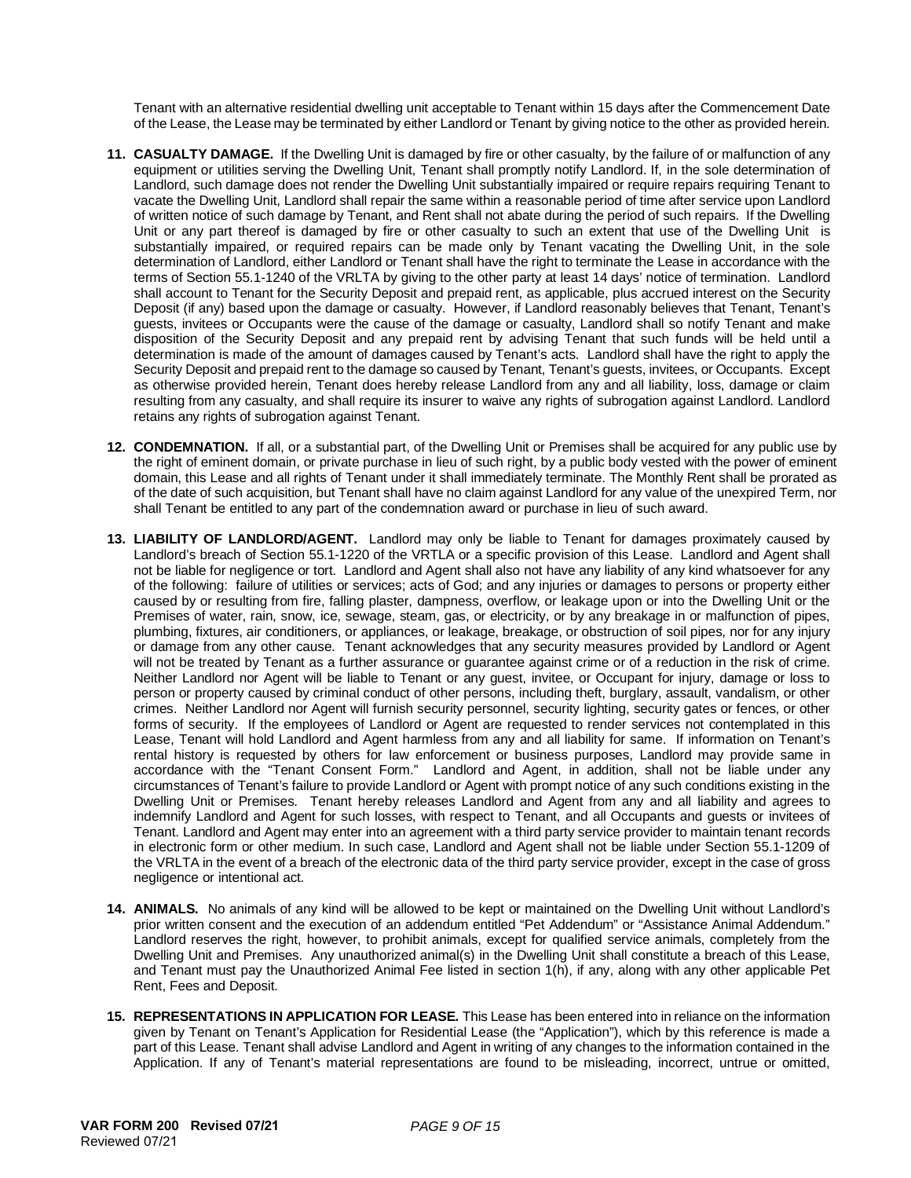Tenant with an alternative residential dwelling unit acceptable to Tenant within 15 days after the Commencement Date of the Lease, the Lease may be terminated by either Landlord or Tenant by giving notice to the other as provided herein.

11. **CASUALTY DAMAGE.** If the Dwelling Unit is damaged by fire or other casualty, by the failure of or malfunction of any equipment or utilities serving the Dwelling Unit, Tenant shall promptly notify Landlord. If, in the sole determination of Landlord, such damage does not render the Dwelling Unit substantially impaired or require repairs requiring Tenant to vacate the Dwelling Unit, Landlord shall repair the same within a reasonable period of time after service upon Landlord of written notice of such damage by Tenant, and Rent shall not abate during the period of such repairs. If the Dwelling Unit or any part thereof is damaged by fire or other casualty to such an extent that use of the Dwelling Unit is substantially impaired, or required repairs can be made only by Tenant vacating the Dwelling Unit, in the sole determination of Landlord, either Landlord or Tenant shall have the right to terminate the Lease in accordance with the terms of Section 55.1-1240 of the VRLTA by giving to the other party at least 14 days' notice of termination. Landlord shall account to Tenant for the Security Deposit and prepaid rent, as applicable, plus accrued interest on the Security Deposit (if any) based upon the damage or casualty. However, if Landlord reasonably believes that Tenant, Tenant's guests, invitees or Occupants were the cause of the damage or casualty, Landlord shall so notify Tenant and make disposition of the Security Deposit and any prepaid rent by advising Tenant that such funds will be held until a determination is made of the amount of damages caused by Tenant's acts. Landlord shall have the right to apply the Security Deposit and prepaid rent to the damage so caused by Tenant, Tenant's guests, invitees, or Occupants. Except as otherwise provided herein, Tenant does hereby release Landlord from any and all liability, loss, damage or claim resulting from any casualty, and shall require its insurer to waive any rights of subrogation against Landlord. Landlord retains any rights of subrogation against Tenant.

12. **CONDEMNATION.** If all, or a substantial part, of the Dwelling Unit or Premises shall be acquired for any public use by the right of eminent domain, or private purchase in lieu of such right, by a public body vested with the power of eminent domain, this Lease and all rights of Tenant under it shall immediately terminate. The Monthly Rent shall be prorated as of the date of such acquisition, but Tenant shall have no claim against Landlord for any value of the unexpired Term, nor shall Tenant be entitled to any part of the condemnation award or purchase in lieu of such award.

13. **LIABILITY OF LANDLORD/AGENT.** Landlord may only be liable to Tenant for damages proximately caused by Landlord's breach of Section 55.1-1220 of the VRTLA or a specific provision of this Lease. Landlord and Agent shall not be liable for negligence or tort. Landlord and Agent shall also not have any liability of any kind whatsoever for any of the following: failure of utilities or services; acts of God; and any injuries or damages to persons or property either caused by or resulting from fire, falling plaster, dampness, overflow, or leakage upon or into the Dwelling Unit or the Premises of water, rain, snow, ice, sewage, steam, gas, or electricity, or by any breakage in or malfunction of pipes, plumbing, fixtures, air conditioners, or appliances, or leakage, breakage, or obstruction of soil pipes, nor for any injury or damage from any other cause. Tenant acknowledges that any security measures provided by Landlord or Agent will not be treated by Tenant as a further assurance or guarantee against crime or of a reduction in the risk of crime. Neither Landlord nor Agent will be liable to Tenant or any guest, invitee, or Occupant for injury, damage or loss to person or property caused by criminal conduct of other persons, including theft, burglary, assault, vandalism, or other crimes. Neither Landlord nor Agent will furnish security personnel, security lighting, security gates or fences, or other forms of security. If the employees of Landlord or Agent are requested to render services not contemplated in this Lease, Tenant will hold Landlord and Agent harmless from any and all liability for same. If information on Tenant's rental history is requested by others for law enforcement or business purposes, Landlord may provide same in accordance with the "Tenant Consent Form." Landlord and Agent, in addition, shall not be liable under any circumstances of Tenant's failure to provide Landlord or Agent with prompt notice of any such conditions existing in the Dwelling Unit or Premises. Tenant hereby releases Landlord and Agent from any and all liability and agrees to indemnify Landlord and Agent for such losses, with respect to Tenant, and all Occupants and guests or invitees of Tenant. Landlord and Agent may enter into an agreement with a third party service provider to maintain tenant records in electronic form or other medium. In such case, Landlord and Agent shall not be liable under Section 55.1-1209 of the VRLTA in the event of a breach of the electronic data of the third party service provider, except in the case of gross negligence or intentional act.

14. **ANIMALS.** No animals of any kind will be allowed to be kept or maintained on the Dwelling Unit without Landlord's prior written consent and the execution of an addendum entitled "Pet Addendum" or "Assistance Animal Addendum." Landlord reserves the right, however, to prohibit animals, except for qualified service animals, completely from the Dwelling Unit and Premises. Any unauthorized animal(s) in the Dwelling Unit shall constitute a breach of this Lease, and Tenant must pay the Unauthorized Animal Fee listed in section 1(h), if any, along with any other applicable Pet Rent, Fees and Deposit.

15. **REPRESENTATIONS IN APPLICATION FOR LEASE.** This Lease has been entered into in reliance on the information given by Tenant on Tenant's Application for Residential Lease (the "Application"), which by this reference is made a part of this Lease. Tenant shall advise Landlord and Agent in writing of any changes to the information contained in the Application. If any of Tenant's material representations are found to be misleading, incorrect, untrue or omitted,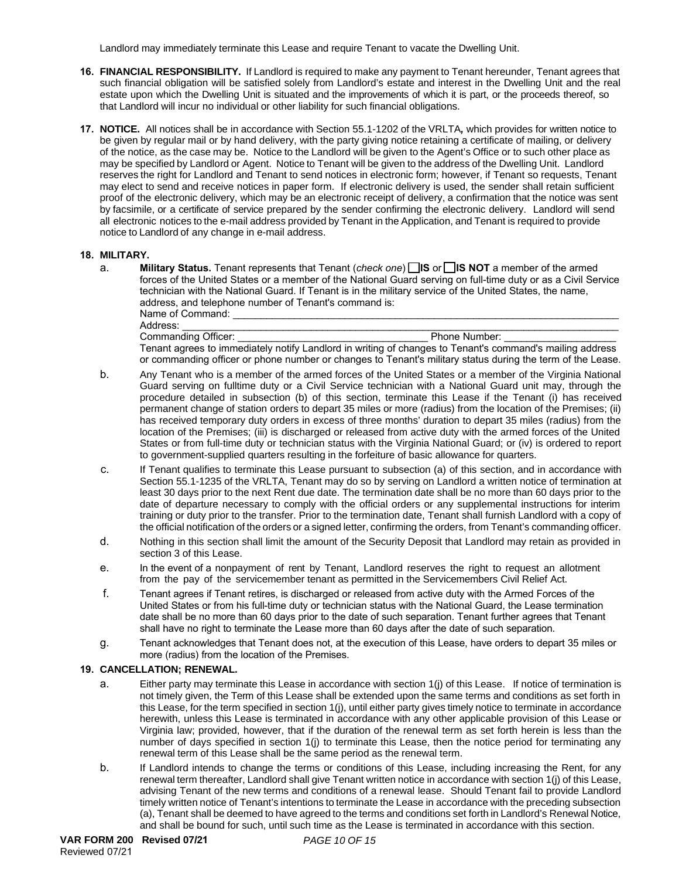Landlord may immediately terminate this Lease and require Tenant to vacate the Dwelling Unit.

16. **FINANCIAL RESPONSIBILITY.** If Landlord is required to make any payment to Tenant hereunder, Tenant agrees that such financial obligation will be satisfied solely from Landlord's estate and interest in the Dwelling Unit and the real estate upon which the Dwelling Unit is situated and the improvements of which it is part, or the proceeds thereof, so that Landlord will incur no individual or other liability for such financial obligations.

17. **NOTICE.** All notices shall be in accordance with Section 55.1-1202 of the VRLTA**,** which provides for written notice to be given by regular mail or by hand delivery, with the party giving notice retaining a certificate of mailing, or delivery of the notice, as the case may be. Notice to the Landlord will be given to the Agent's Office or to such other place as may be specified by Landlord or Agent. Notice to Tenant will be given to the address of the Dwelling Unit. Landlord reserves the right for Landlord and Tenant to send notices in electronic form; however, if Tenant so requests, Tenant may elect to send and receive notices in paper form. If electronic delivery is used, the sender shall retain sufficient proof of the electronic delivery, which may be an electronic receipt of delivery, a confirmation that the notice was sent by facsimile, or a certificate of service prepared by the sender confirming the electronic delivery. Landlord will send all electronic notices to the e-mail address provided by Tenant in the Application, and Tenant is required to provide notice to Landlord of any change in e-mail address.

18. **MILITARY.**

   a. **Military Status.** Tenant represents that Tenant (*check one*) ☐ **IS** or ☐ **IS NOT** a member of the armed forces of the United States or a member of the National Guard serving on full-time duty or as a Civil Service technician with the National Guard. If Tenant is in the military service of the United States, the name, address, and telephone number of Tenant's command is:
   Name of Command: ______________________________________________________________________
   Address: _____________________________________________________________________________
   Commanding Officer: _________________________________ Phone Number: ___________________
   Tenant agrees to immediately notify Landlord in writing of changes to Tenant's command's mailing address or commanding officer or phone number or changes to Tenant's military status during the term of the Lease.

   b. Any Tenant who is a member of the armed forces of the United States or a member of the Virginia National Guard serving on fulltime duty or a Civil Service technician with a National Guard unit may, through the procedure detailed in subsection (b) of this section, terminate this Lease if the Tenant (i) has received permanent change of station orders to depart 35 miles or more (radius) from the location of the Premises; (ii) has received temporary duty orders in excess of three months' duration to depart 35 miles (radius) from the location of the Premises; (iii) is discharged or released from active duty with the armed forces of the United States or from full-time duty or technician status with the Virginia National Guard; or (iv) is ordered to report to government-supplied quarters resulting in the forfeiture of basic allowance for quarters.

   c. If Tenant qualifies to terminate this Lease pursuant to subsection (a) of this section, and in accordance with Section 55.1-1235 of the VRLTA, Tenant may do so by serving on Landlord a written notice of termination at least 30 days prior to the next Rent due date. The termination date shall be no more than 60 days prior to the date of departure necessary to comply with the official orders or any supplemental instructions for interim training or duty prior to the transfer. Prior to the termination date, Tenant shall furnish Landlord with a copy of the official notification of the orders or a signed letter, confirming the orders, from Tenant's commanding officer.

   d. Nothing in this section shall limit the amount of the Security Deposit that Landlord may retain as provided in section 3 of this Lease.

   e. In the event of a nonpayment of rent by Tenant, Landlord reserves the right to request an allotment from the pay of the servicemember tenant as permitted in the Servicemembers Civil Relief Act.

   f. Tenant agrees if Tenant retires, is discharged or released from active duty with the Armed Forces of the United States or from his full-time duty or technician status with the National Guard, the Lease termination date shall be no more than 60 days prior to the date of such separation. Tenant further agrees that Tenant shall have no right to terminate the Lease more than 60 days after the date of such separation.

   g. Tenant acknowledges that Tenant does not, at the execution of this Lease, have orders to depart 35 miles or more (radius) from the location of the Premises.

19. **CANCELLATION; RENEWAL.**

   a. Either party may terminate this Lease in accordance with section 1(j) of this Lease. If notice of termination is not timely given, the Term of this Lease shall be extended upon the same terms and conditions as set forth in this Lease, for the term specified in section 1(j), until either party gives timely notice to terminate in accordance herewith, unless this Lease is terminated in accordance with any other applicable provision of this Lease or Virginia law; provided, however, that if the duration of the renewal term as set forth herein is less than the number of days specified in section 1(j) to terminate this Lease, then the notice period for terminating any renewal term of this Lease shall be the same period as the renewal term.

   b. If Landlord intends to change the terms or conditions of this Lease, including increasing the Rent, for any renewal term thereafter, Landlord shall give Tenant written notice in accordance with section 1(j) of this Lease, advising Tenant of the new terms and conditions of a renewal lease. Should Tenant fail to provide Landlord timely written notice of Tenant's intentions to terminate the Lease in accordance with the preceding subsection (a), Tenant shall be deemed to have agreed to the terms and conditions set forth in Landlord's Renewal Notice, and shall be bound for such, until such time as the Lease is terminated in accordance with this section.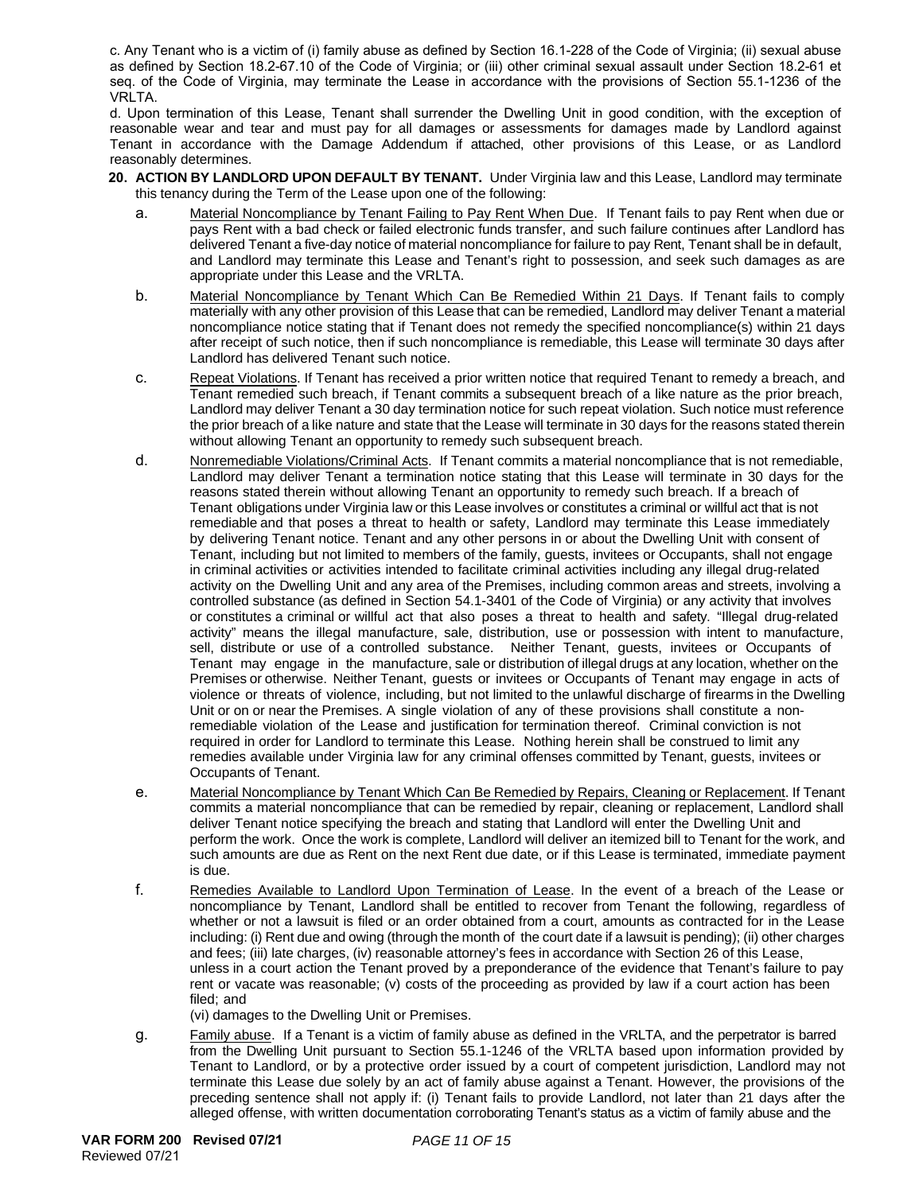c. Any Tenant who is a victim of (i) family abuse as defined by Section 16.1-228 of the Code of Virginia; (ii) sexual abuse as defined by Section 18.2-67.10 of the Code of Virginia; or (iii) other criminal sexual assault under Section 18.2-61 et seq. of the Code of Virginia, may terminate the Lease in accordance with the provisions of Section 55.1-1236 of the VRLTA.

d. Upon termination of this Lease, Tenant shall surrender the Dwelling Unit in good condition, with the exception of reasonable wear and tear and must pay for all damages or assessments for damages made by Landlord against Tenant in accordance with the Damage Addendum if attached, other provisions of this Lease, or as Landlord reasonably determines.

**20. ACTION BY LANDLORD UPON DEFAULT BY TENANT.** Under Virginia law and this Lease, Landlord may terminate this tenancy during the Term of the Lease upon one of the following:

a. Material Noncompliance by Tenant Failing to Pay Rent When Due. If Tenant fails to pay Rent when due or pays Rent with a bad check or failed electronic funds transfer, and such failure continues after Landlord has delivered Tenant a five-day notice of material noncompliance for failure to pay Rent, Tenant shall be in default, and Landlord may terminate this Lease and Tenant's right to possession, and seek such damages as are appropriate under this Lease and the VRLTA.

b. Material Noncompliance by Tenant Which Can Be Remedied Within 21 Days. If Tenant fails to comply materially with any other provision of this Lease that can be remedied, Landlord may deliver Tenant a material noncompliance notice stating that if Tenant does not remedy the specified noncompliance(s) within 21 days after receipt of such notice, then if such noncompliance is remediable, this Lease will terminate 30 days after Landlord has delivered Tenant such notice.

c. Repeat Violations. If Tenant has received a prior written notice that required Tenant to remedy a breach, and Tenant remedied such breach, if Tenant commits a subsequent breach of a like nature as the prior breach, Landlord may deliver Tenant a 30 day termination notice for such repeat violation. Such notice must reference the prior breach of a like nature and state that the Lease will terminate in 30 days for the reasons stated therein without allowing Tenant an opportunity to remedy such subsequent breach.

d. Nonremediable Violations/Criminal Acts. If Tenant commits a material noncompliance that is not remediable, Landlord may deliver Tenant a termination notice stating that this Lease will terminate in 30 days for the reasons stated therein without allowing Tenant an opportunity to remedy such breach. If a breach of Tenant obligations under Virginia law or this Lease involves or constitutes a criminal or willful act that is not remediable and that poses a threat to health or safety, Landlord may terminate this Lease immediately by delivering Tenant notice. Tenant and any other persons in or about the Dwelling Unit with consent of Tenant, including but not limited to members of the family, guests, invitees or Occupants, shall not engage in criminal activities or activities intended to facilitate criminal activities including any illegal drug-related activity on the Dwelling Unit and any area of the Premises, including common areas and streets, involving a controlled substance (as defined in Section 54.1-3401 of the Code of Virginia) or any activity that involves or constitutes a criminal or willful act that also poses a threat to health and safety. "Illegal drug-related activity" means the illegal manufacture, sale, distribution, use or possession with intent to manufacture, sell, distribute or use of a controlled substance. Neither Tenant, guests, invitees or Occupants of Tenant may engage in the manufacture, sale or distribution of illegal drugs at any location, whether on the Premises or otherwise. Neither Tenant, guests or invitees or Occupants of Tenant may engage in acts of violence or threats of violence, including, but not limited to the unlawful discharge of firearms in the Dwelling Unit or on or near the Premises. A single violation of any of these provisions shall constitute a non-remediable violation of the Lease and justification for termination thereof. Criminal conviction is not required in order for Landlord to terminate this Lease. Nothing herein shall be construed to limit any remedies available under Virginia law for any criminal offenses committed by Tenant, guests, invitees or Occupants of Tenant.

e. Material Noncompliance by Tenant Which Can Be Remedied by Repairs, Cleaning or Replacement. If Tenant commits a material noncompliance that can be remedied by repair, cleaning or replacement, Landlord shall deliver Tenant notice specifying the breach and stating that Landlord will enter the Dwelling Unit and perform the work. Once the work is complete, Landlord will deliver an itemized bill to Tenant for the work, and such amounts are due as Rent on the next Rent due date, or if this Lease is terminated, immediate payment is due.

f. Remedies Available to Landlord Upon Termination of Lease. In the event of a breach of the Lease or noncompliance by Tenant, Landlord shall be entitled to recover from Tenant the following, regardless of whether or not a lawsuit is filed or an order obtained from a court, amounts as contracted for in the Lease including: (i) Rent due and owing (through the month of the court date if a lawsuit is pending); (ii) other charges and fees; (iii) late charges, (iv) reasonable attorney's fees in accordance with Section 26 of this Lease, unless in a court action the Tenant proved by a preponderance of the evidence that Tenant's failure to pay rent or vacate was reasonable; (v) costs of the proceeding as provided by law if a court action has been filed; and
(vi) damages to the Dwelling Unit or Premises.

g. Family abuse. If a Tenant is a victim of family abuse as defined in the VRLTA, and the perpetrator is barred from the Dwelling Unit pursuant to Section 55.1-1246 of the VRLTA based upon information provided by Tenant to Landlord, or by a protective order issued by a court of competent jurisdiction, Landlord may not terminate this Lease due solely by an act of family abuse against a Tenant. However, the provisions of the preceding sentence shall not apply if: (i) Tenant fails to provide Landlord, not later than 21 days after the alleged offense, with written documentation corroborating Tenant's status as a victim of family abuse and the

VAR FORM 200 Revised 07/21
Reviewed 07/21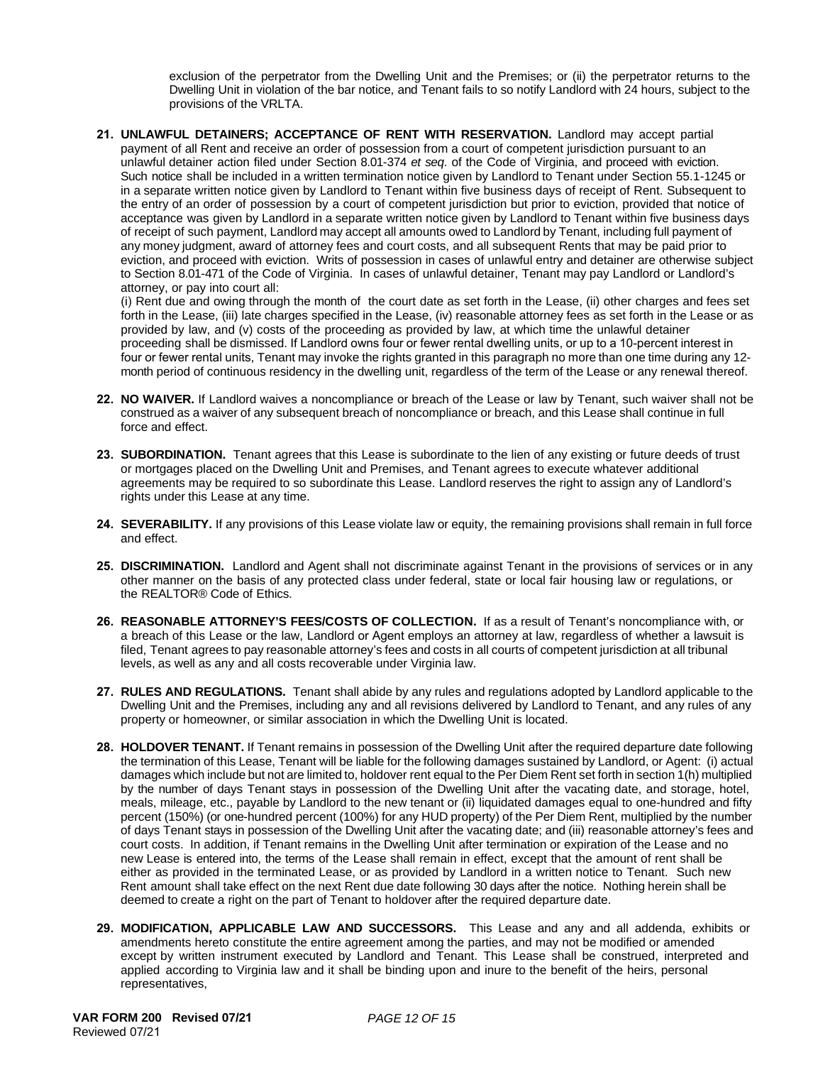exclusion of the perpetrator from the Dwelling Unit and the Premises; or (ii) the perpetrator returns to the Dwelling Unit in violation of the bar notice, and Tenant fails to so notify Landlord with 24 hours, subject to the provisions of the VRLTA.

**21. UNLAWFUL DETAINERS; ACCEPTANCE OF RENT WITH RESERVATION.** Landlord may accept partial payment of all Rent and receive an order of possession from a court of competent jurisdiction pursuant to an unlawful detainer action filed under Section 8.01-374 *et seq.* of the Code of Virginia, and proceed with eviction. Such notice shall be included in a written termination notice given by Landlord to Tenant under Section 55.1-1245 or in a separate written notice given by Landlord to Tenant within five business days of receipt of Rent. Subsequent to the entry of an order of possession by a court of competent jurisdiction but prior to eviction, provided that notice of acceptance was given by Landlord in a separate written notice given by Landlord to Tenant within five business days of receipt of such payment, Landlord may accept all amounts owed to Landlord by Tenant, including full payment of any money judgment, award of attorney fees and court costs, and all subsequent Rents that may be paid prior to eviction, and proceed with eviction. Writs of possession in cases of unlawful entry and detainer are otherwise subject to Section 8.01-471 of the Code of Virginia. In cases of unlawful detainer, Tenant may pay Landlord or Landlord's attorney, or pay into court all:

(i) Rent due and owing through the month of the court date as set forth in the Lease, (ii) other charges and fees set forth in the Lease, (iii) late charges specified in the Lease, (iv) reasonable attorney fees as set forth in the Lease or as provided by law, and (v) costs of the proceeding as provided by law, at which time the unlawful detainer proceeding shall be dismissed. If Landlord owns four or fewer rental dwelling units, or up to a 10-percent interest in four or fewer rental units, Tenant may invoke the rights granted in this paragraph no more than one time during any 12-month period of continuous residency in the dwelling unit, regardless of the term of the Lease or any renewal thereof.

**22. NO WAIVER.** If Landlord waives a noncompliance or breach of the Lease or law by Tenant, such waiver shall not be construed as a waiver of any subsequent breach of noncompliance or breach, and this Lease shall continue in full force and effect.

**23. SUBORDINATION.** Tenant agrees that this Lease is subordinate to the lien of any existing or future deeds of trust or mortgages placed on the Dwelling Unit and Premises, and Tenant agrees to execute whatever additional agreements may be required to so subordinate this Lease. Landlord reserves the right to assign any of Landlord's rights under this Lease at any time.

**24. SEVERABILITY.** If any provisions of this Lease violate law or equity, the remaining provisions shall remain in full force and effect.

**25. DISCRIMINATION.** Landlord and Agent shall not discriminate against Tenant in the provisions of services or in any other manner on the basis of any protected class under federal, state or local fair housing law or regulations, or the REALTOR® Code of Ethics.

**26. REASONABLE ATTORNEY'S FEES/COSTS OF COLLECTION.** If as a result of Tenant's noncompliance with, or a breach of this Lease or the law, Landlord or Agent employs an attorney at law, regardless of whether a lawsuit is filed, Tenant agrees to pay reasonable attorney's fees and costs in all courts of competent jurisdiction at all tribunal levels, as well as any and all costs recoverable under Virginia law.

**27. RULES AND REGULATIONS.** Tenant shall abide by any rules and regulations adopted by Landlord applicable to the Dwelling Unit and the Premises, including any and all revisions delivered by Landlord to Tenant, and any rules of any property or homeowner, or similar association in which the Dwelling Unit is located.

**28. HOLDOVER TENANT.** If Tenant remains in possession of the Dwelling Unit after the required departure date following the termination of this Lease, Tenant will be liable for the following damages sustained by Landlord, or Agent: (i) actual damages which include but not are limited to, holdover rent equal to the Per Diem Rent set forth in section 1(h) multiplied by the number of days Tenant stays in possession of the Dwelling Unit after the vacating date, and storage, hotel, meals, mileage, etc., payable by Landlord to the new tenant or (ii) liquidated damages equal to one-hundred and fifty percent (150%) (or one-hundred percent (100%) for any HUD property) of the Per Diem Rent, multiplied by the number of days Tenant stays in possession of the Dwelling Unit after the vacating date; and (iii) reasonable attorney's fees and court costs. In addition, if Tenant remains in the Dwelling Unit after termination or expiration of the Lease and no new Lease is entered into, the terms of the Lease shall remain in effect, except that the amount of rent shall be either as provided in the terminated Lease, or as provided by Landlord in a written notice to Tenant. Such new Rent amount shall take effect on the next Rent due date following 30 days after the notice. Nothing herein shall be deemed to create a right on the part of Tenant to holdover after the required departure date.

**29. MODIFICATION, APPLICABLE LAW AND SUCCESSORS.** This Lease and any and all addenda, exhibits or amendments hereto constitute the entire agreement among the parties, and may not be modified or amended except by written instrument executed by Landlord and Tenant. This Lease shall be construed, interpreted and applied according to Virginia law and it shall be binding upon and inure to the benefit of the heirs, personal representatives,

**VAR FORM 200 Revised 07/21**
Reviewed 07/21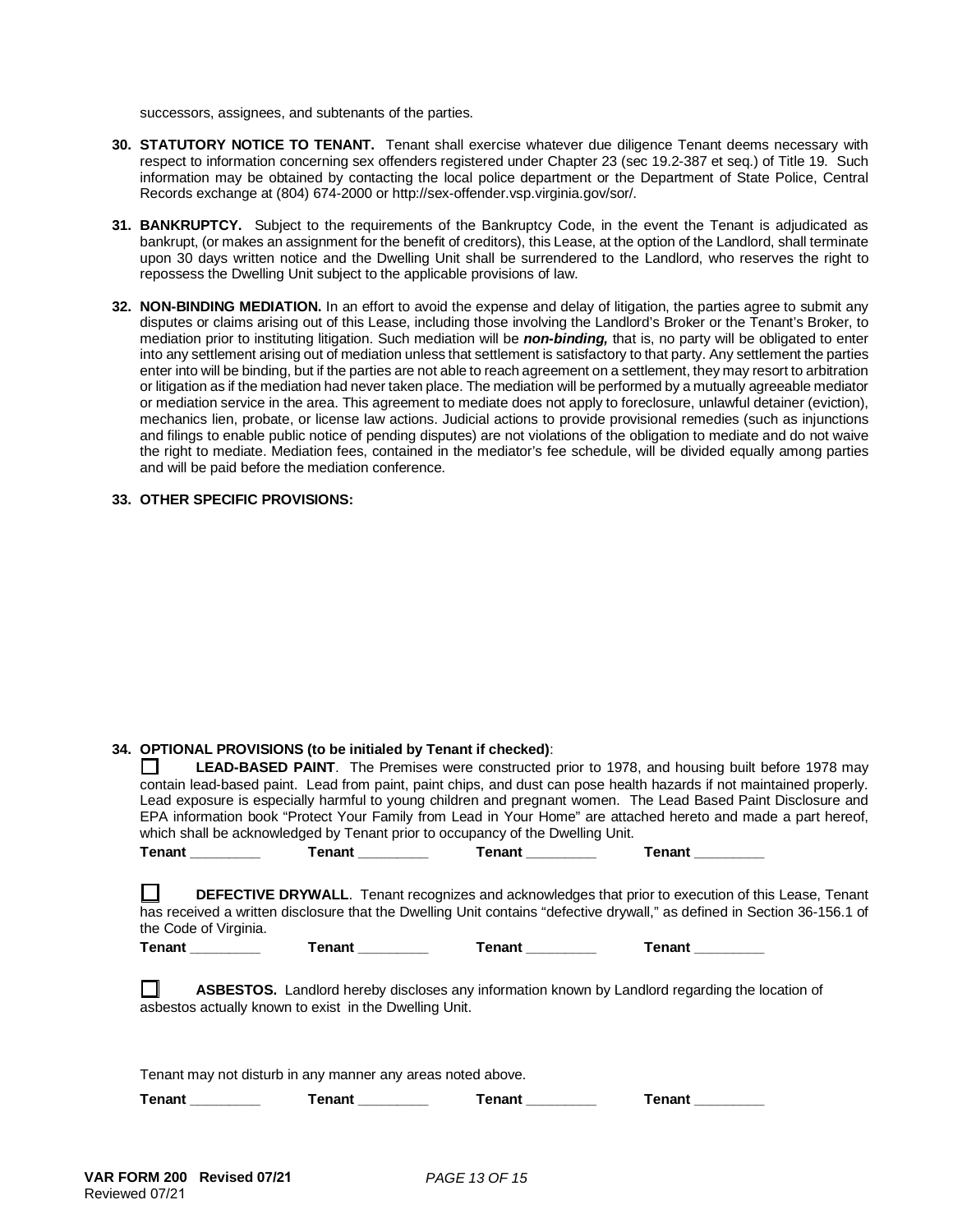successors, assignees, and subtenants of the parties.

**30. STATUTORY NOTICE TO TENANT.** Tenant shall exercise whatever due diligence Tenant deems necessary with respect to information concerning sex offenders registered under Chapter 23 (sec 19.2-387 et seq.) of Title 19. Such information may be obtained by contacting the local police department or the Department of State Police, Central Records exchange at (804) 674-2000 or http://sex-offender.vsp.virginia.gov/sor/.

**31. BANKRUPTCY.** Subject to the requirements of the Bankruptcy Code, in the event the Tenant is adjudicated as bankrupt, (or makes an assignment for the benefit of creditors), this Lease, at the option of the Landlord, shall terminate upon 30 days written notice and the Dwelling Unit shall be surrendered to the Landlord, who reserves the right to repossess the Dwelling Unit subject to the applicable provisions of law.

**32. NON-BINDING MEDIATION.** In an effort to avoid the expense and delay of litigation, the parties agree to submit any disputes or claims arising out of this Lease, including those involving the Landlord's Broker or the Tenant's Broker, to mediation prior to instituting litigation. Such mediation will be ***non-binding,*** that is, no party will be obligated to enter into any settlement arising out of mediation unless that settlement is satisfactory to that party. Any settlement the parties enter into will be binding, but if the parties are not able to reach agreement on a settlement, they may resort to arbitration or litigation as if the mediation had never taken place. The mediation will be performed by a mutually agreeable mediator or mediation service in the area. This agreement to mediate does not apply to foreclosure, unlawful detainer (eviction), mechanics lien, probate, or license law actions. Judicial actions to provide provisional remedies (such as injunctions and filings to enable public notice of pending disputes) are not violations of the obligation to mediate and do not waive the right to mediate. Mediation fees, contained in the mediator's fee schedule, will be divided equally among parties and will be paid before the mediation conference.

**33. OTHER SPECIFIC PROVISIONS:**

**34. OPTIONAL PROVISIONS (to be initialed by Tenant if checked)**:

☐ **LEAD-BASED PAINT**. The Premises were constructed prior to 1978, and housing built before 1978 may contain lead-based paint. Lead from paint, paint chips, and dust can pose health hazards if not maintained properly. Lead exposure is especially harmful to young children and pregnant women. The Lead Based Paint Disclosure and EPA information book "Protect Your Family from Lead in Your Home" are attached hereto and made a part hereof, which shall be acknowledged by Tenant prior to occupancy of the Dwelling Unit.

**Tenant** ________ **Tenant** ________ **Tenant** ________ **Tenant** ________

☐ **DEFECTIVE DRYWALL**. Tenant recognizes and acknowledges that prior to execution of this Lease, Tenant has received a written disclosure that the Dwelling Unit contains "defective drywall," as defined in Section 36-156.1 of the Code of Virginia.

**Tenant** ________ **Tenant** ________ **Tenant** ________ **Tenant** ________

☐ **ASBESTOS.** Landlord hereby discloses any information known by Landlord regarding the location of asbestos actually known to exist in the Dwelling Unit.

Tenant may not disturb in any manner any areas noted above.

**Tenant** ________ **Tenant** ________ **Tenant** ________ **Tenant** ________

**VAR FORM 200 Revised 07/21**
Reviewed 07/21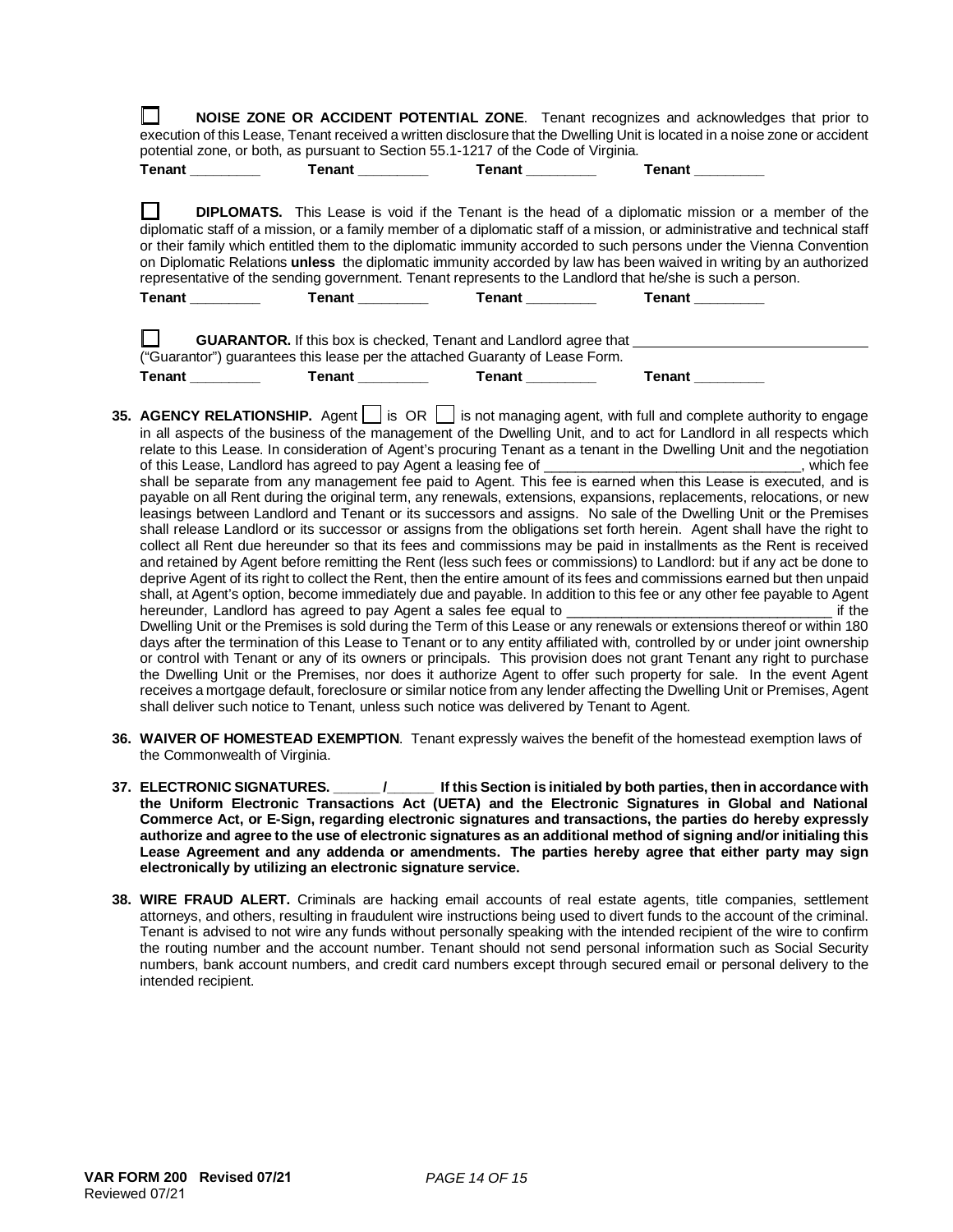☐ **NOISE ZONE OR ACCIDENT POTENTIAL ZONE**. Tenant recognizes and acknowledges that prior to execution of this Lease, Tenant received a written disclosure that the Dwelling Unit is located in a noise zone or accident potential zone, or both, as pursuant to Section 55.1-1217 of the Code of Virginia.

**Tenant** _________ **Tenant** _________ **Tenant** _________ **Tenant** _________

☐ **DIPLOMATS.** This Lease is void if the Tenant is the head of a diplomatic mission or a member of the diplomatic staff of a mission, or a family member of a diplomatic staff of a mission, or administrative and technical staff or their family which entitled them to the diplomatic immunity accorded to such persons under the Vienna Convention on Diplomatic Relations **unless** the diplomatic immunity accorded by law has been waived in writing by an authorized representative of the sending government. Tenant represents to the Landlord that he/she is such a person.

**Tenant** _________ **Tenant** _________ **Tenant** _________ **Tenant** _________

☐ **GUARANTOR.** If this box is checked, Tenant and Landlord agree that ______________________________ ("Guarantor") guarantees this lease per the attached Guaranty of Lease Form.

**Tenant** _________ **Tenant** _________ **Tenant** _________ **Tenant** _________

**35. AGENCY RELATIONSHIP.** Agent ☐ is OR ☐ is not managing agent, with full and complete authority to engage in all aspects of the business of the management of the Dwelling Unit, and to act for Landlord in all respects which relate to this Lease. In consideration of Agent's procuring Tenant as a tenant in the Dwelling Unit and the negotiation of this Lease, Landlord has agreed to pay Agent a leasing fee of _________________________________, which fee shall be separate from any management fee paid to Agent. This fee is earned when this Lease is executed, and is payable on all Rent during the original term, any renewals, extensions, expansions, replacements, relocations, or new leasings between Landlord and Tenant or its successors and assigns. No sale of the Dwelling Unit or the Premises shall release Landlord or its successor or assigns from the obligations set forth herein. Agent shall have the right to collect all Rent due hereunder so that its fees and commissions may be paid in installments as the Rent is received and retained by Agent before remitting the Rent (less such fees or commissions) to Landlord: but if any act be done to deprive Agent of its right to collect the Rent, then the entire amount of its fees and commissions earned but then unpaid shall, at Agent's option, become immediately due and payable. In addition to this fee or any other fee payable to Agent hereunder, Landlord has agreed to pay Agent a sales fee equal to _________________________________ if the Dwelling Unit or the Premises is sold during the Term of this Lease or any renewals or extensions thereof or within 180 days after the termination of this Lease to Tenant or to any entity affiliated with, controlled by or under joint ownership or control with Tenant or any of its owners or principals. This provision does not grant Tenant any right to purchase the Dwelling Unit or the Premises, nor does it authorize Agent to offer such property for sale. In the event Agent receives a mortgage default, foreclosure or similar notice from any lender affecting the Dwelling Unit or Premises, Agent shall deliver such notice to Tenant, unless such notice was delivered by Tenant to Agent.

**36. WAIVER OF HOMESTEAD EXEMPTION**. Tenant expressly waives the benefit of the homestead exemption laws of the Commonwealth of Virginia.

**37. ELECTRONIC SIGNATURES. ______/______ If this Section is initialed by both parties, then in accordance with the Uniform Electronic Transactions Act (UETA) and the Electronic Signatures in Global and National Commerce Act, or E-Sign, regarding electronic signatures and transactions, the parties do hereby expressly authorize and agree to the use of electronic signatures as an additional method of signing and/or initialing this Lease Agreement and any addenda or amendments. The parties hereby agree that either party may sign electronically by utilizing an electronic signature service.**

**38. WIRE FRAUD ALERT.** Criminals are hacking email accounts of real estate agents, title companies, settlement attorneys, and others, resulting in fraudulent wire instructions being used to divert funds to the account of the criminal. Tenant is advised to not wire any funds without personally speaking with the intended recipient of the wire to confirm the routing number and the account number. Tenant should not send personal information such as Social Security numbers, bank account numbers, and credit card numbers except through secured email or personal delivery to the intended recipient.

**VAR FORM 200 Revised 07/21**
Reviewed 07/21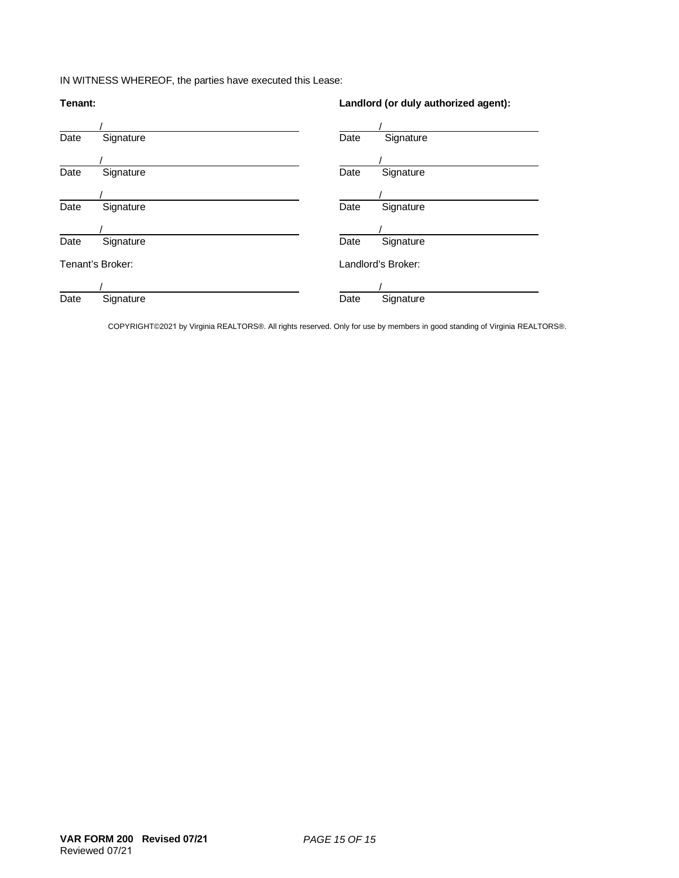IN WITNESS WHEREOF, the parties have executed this Lease:

| **Tenant:** | | **Landlord (or duly authorized agent):** | |
|---|---|---|---|
| Date | Signature | Date | Signature |
| Date | Signature | Date | Signature |
| Date | Signature | Date | Signature |
| Date | Signature | Date | Signature |
| Tenant's Broker: | | Landlord's Broker: | |
| Date | Signature | Date | Signature |

COPYRIGHT©2021 by Virginia REALTORS®. All rights reserved. Only for use by members in good standing of Virginia REALTORS®.

**VAR FORM 200 Revised 07/21**
Reviewed 07/21